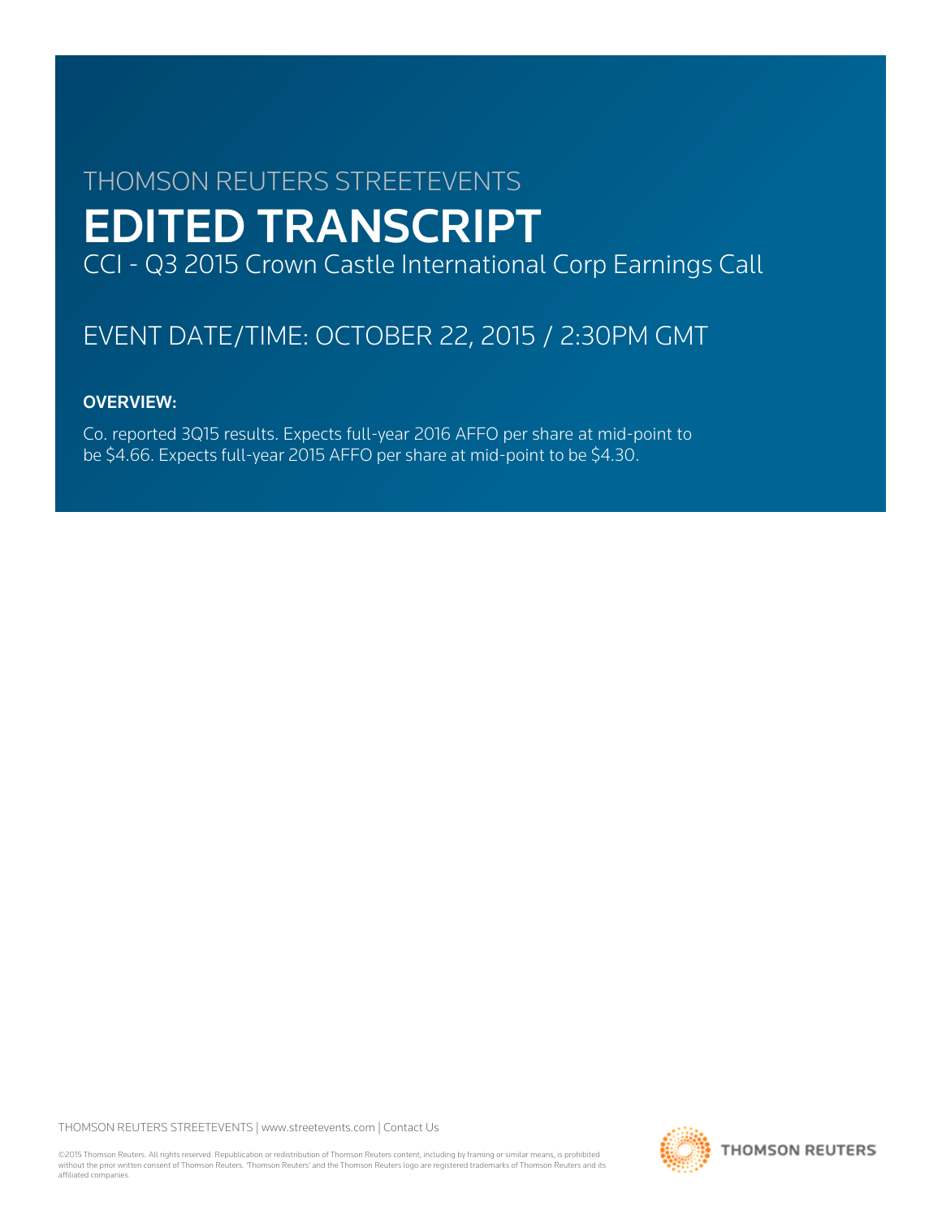THOMSON REUTERS STREETEVENTS

# EDITED TRANSCRIPT

CCI - Q3 2015 Crown Castle International Corp Earnings Call

EVENT DATE/TIME: OCTOBER 22, 2015 / 2:30PM GMT

**OVERVIEW:**

Co. reported 3Q15 results. Expects full-year 2016 AFFO per share at mid-point to be $4.66. Expects full-year 2015 AFFO per share at mid-point to be $4.30.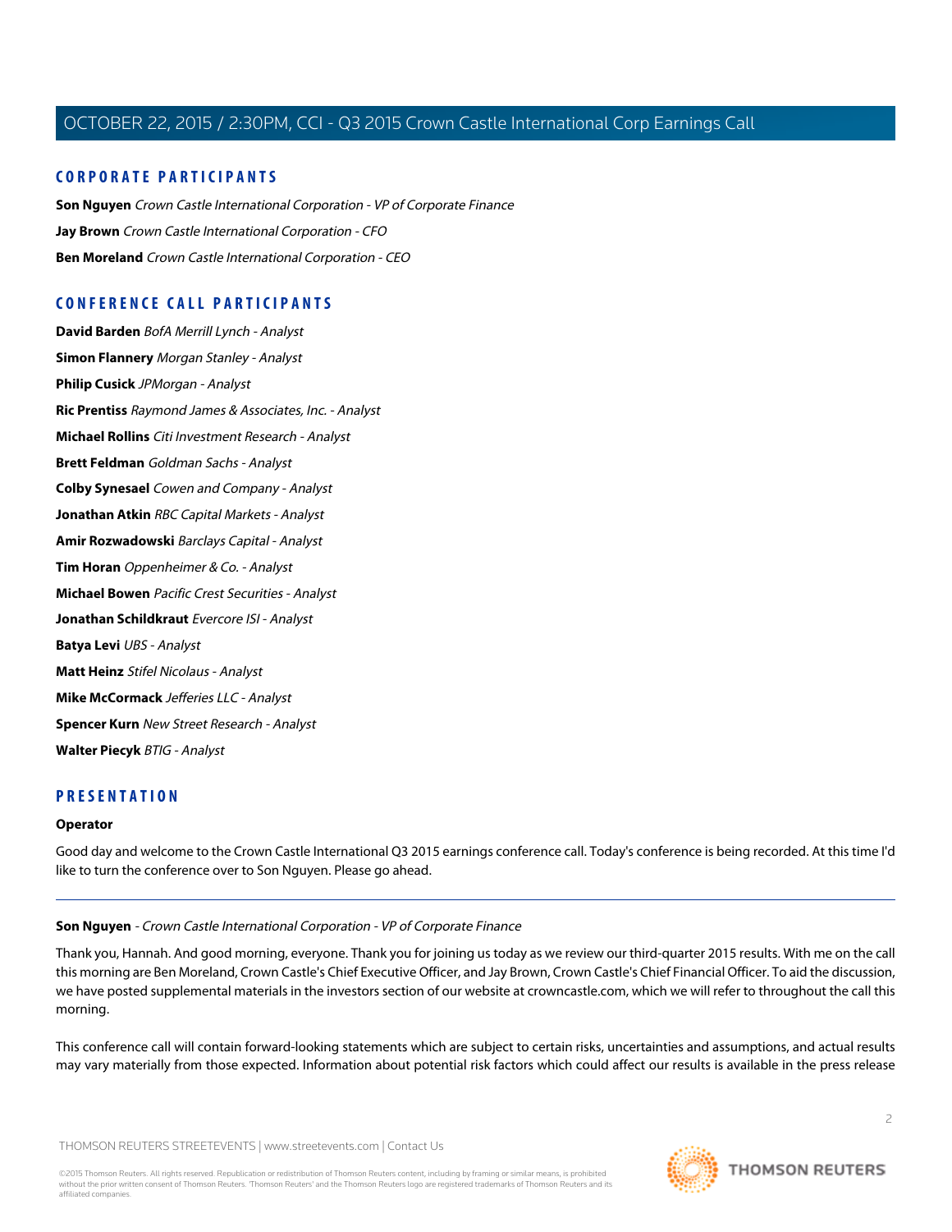## CORPORATE PARTICIPANTS

**Son Nguyen** *Crown Castle International Corporation - VP of Corporate Finance*

**Jay Brown** *Crown Castle International Corporation - CFO*

**Ben Moreland** *Crown Castle International Corporation - CEO*

## CONFERENCE CALL PARTICIPANTS

**David Barden** *BofA Merrill Lynch - Analyst*

**Simon Flannery** *Morgan Stanley - Analyst*

**Philip Cusick** *JPMorgan - Analyst*

**Ric Prentiss** *Raymond James & Associates, Inc. - Analyst*

**Michael Rollins** *Citi Investment Research - Analyst*

**Brett Feldman** *Goldman Sachs - Analyst*

**Colby Synesael** *Cowen and Company - Analyst*

**Jonathan Atkin** *RBC Capital Markets - Analyst*

**Amir Rozwadowski** *Barclays Capital - Analyst*

**Tim Horan** *Oppenheimer & Co. - Analyst*

**Michael Bowen** *Pacific Crest Securities - Analyst*

**Jonathan Schildkraut** *Evercore ISI - Analyst*

**Batya Levi** *UBS - Analyst*

**Matt Heinz** *Stifel Nicolaus - Analyst*

**Mike McCormack** *Jefferies LLC - Analyst*

**Spencer Kurn** *New Street Research - Analyst*

**Walter Piecyk** *BTIG - Analyst*

## PRESENTATION

**Operator**

Good day and welcome to the Crown Castle International Q3 2015 earnings conference call. Today's conference is being recorded. At this time I'd like to turn the conference over to Son Nguyen. Please go ahead.

---

**Son Nguyen** *- Crown Castle International Corporation - VP of Corporate Finance*

Thank you, Hannah. And good morning, everyone. Thank you for joining us today as we review our third-quarter 2015 results. With me on the call this morning are Ben Moreland, Crown Castle's Chief Executive Officer, and Jay Brown, Crown Castle's Chief Financial Officer. To aid the discussion, we have posted supplemental materials in the investors section of our website at crowncastle.com, which we will refer to throughout the call this morning.

This conference call will contain forward-looking statements which are subject to certain risks, uncertainties and assumptions, and actual results may vary materially from those expected. Information about potential risk factors which could affect our results is available in the press release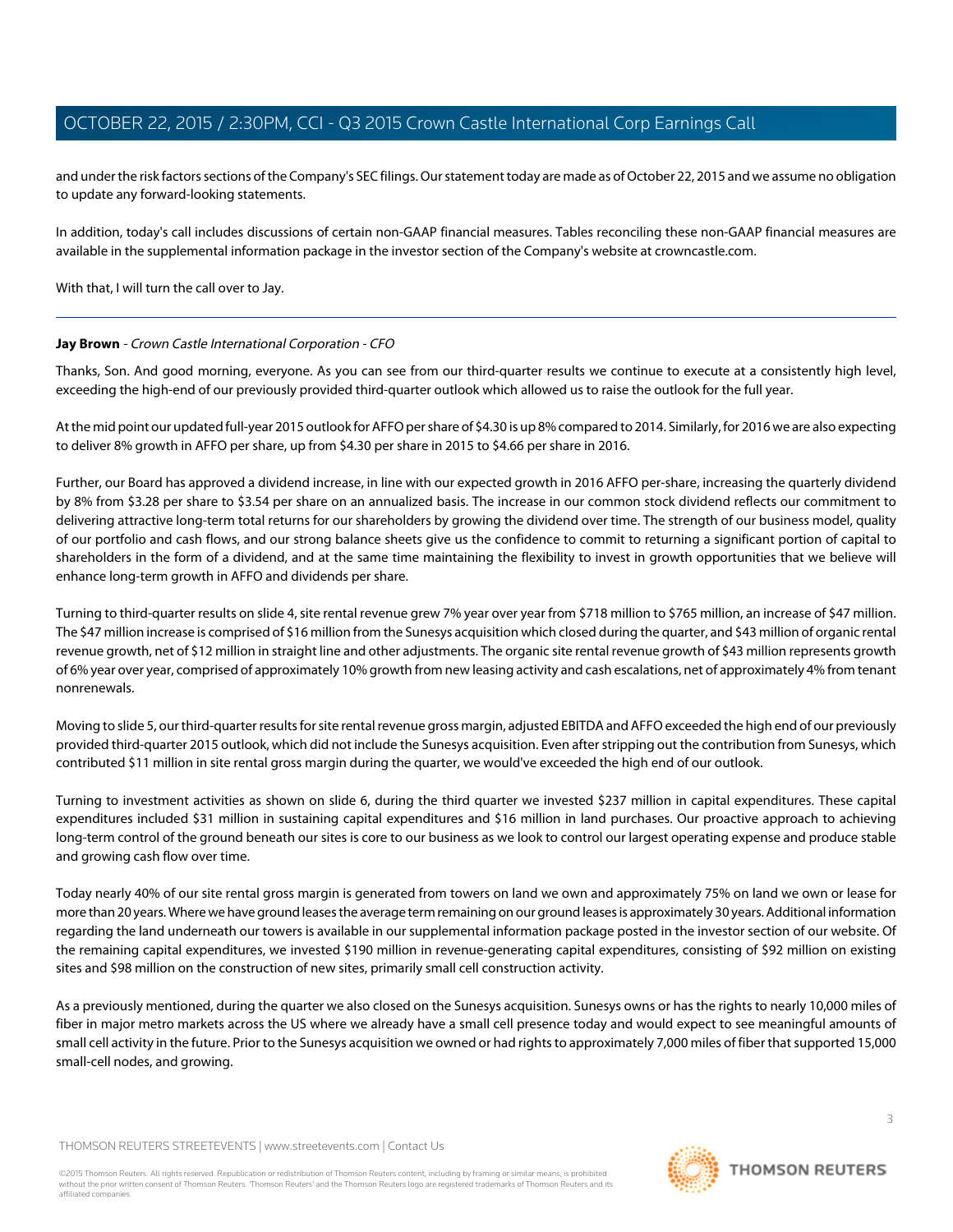and under the risk factors sections of the Company's SEC filings. Our statement today are made as of October 22, 2015 and we assume no obligation to update any forward-looking statements.

In addition, today's call includes discussions of certain non-GAAP financial measures. Tables reconciling these non-GAAP financial measures are available in the supplemental information package in the investor section of the Company's website at crowncastle.com.

With that, I will turn the call over to Jay.

---

**Jay Brown** - *Crown Castle International Corporation - CFO*

Thanks, Son. And good morning, everyone. As you can see from our third-quarter results we continue to execute at a consistently high level, exceeding the high-end of our previously provided third-quarter outlook which allowed us to raise the outlook for the full year.

At the mid point our updated full-year 2015 outlook for AFFO per share of $4.30 is up 8% compared to 2014. Similarly, for 2016 we are also expecting to deliver 8% growth in AFFO per share, up from $4.30 per share in 2015 to $4.66 per share in 2016.

Further, our Board has approved a dividend increase, in line with our expected growth in 2016 AFFO per-share, increasing the quarterly dividend by 8% from $3.28 per share to $3.54 per share on an annualized basis. The increase in our common stock dividend reflects our commitment to delivering attractive long-term total returns for our shareholders by growing the dividend over time. The strength of our business model, quality of our portfolio and cash flows, and our strong balance sheets give us the confidence to commit to returning a significant portion of capital to shareholders in the form of a dividend, and at the same time maintaining the flexibility to invest in growth opportunities that we believe will enhance long-term growth in AFFO and dividends per share.

Turning to third-quarter results on slide 4, site rental revenue grew 7% year over year from $718 million to $765 million, an increase of $47 million. The $47 million increase is comprised of $16 million from the Sunesys acquisition which closed during the quarter, and $43 million of organic rental revenue growth, net of $12 million in straight line and other adjustments. The organic site rental revenue growth of $43 million represents growth of 6% year over year, comprised of approximately 10% growth from new leasing activity and cash escalations, net of approximately 4% from tenant nonrenewals.

Moving to slide 5, our third-quarter results for site rental revenue gross margin, adjusted EBITDA and AFFO exceeded the high end of our previously provided third-quarter 2015 outlook, which did not include the Sunesys acquisition. Even after stripping out the contribution from Sunesys, which contributed $11 million in site rental gross margin during the quarter, we would've exceeded the high end of our outlook.

Turning to investment activities as shown on slide 6, during the third quarter we invested $237 million in capital expenditures. These capital expenditures included $31 million in sustaining capital expenditures and $16 million in land purchases. Our proactive approach to achieving long-term control of the ground beneath our sites is core to our business as we look to control our largest operating expense and produce stable and growing cash flow over time.

Today nearly 40% of our site rental gross margin is generated from towers on land we own and approximately 75% on land we own or lease for more than 20 years. Where we have ground leases the average term remaining on our ground leases is approximately 30 years. Additional information regarding the land underneath our towers is available in our supplemental information package posted in the investor section of our website. Of the remaining capital expenditures, we invested $190 million in revenue-generating capital expenditures, consisting of $92 million on existing sites and $98 million on the construction of new sites, primarily small cell construction activity.

As a previously mentioned, during the quarter we also closed on the Sunesys acquisition. Sunesys owns or has the rights to nearly 10,000 miles of fiber in major metro markets across the US where we already have a small cell presence today and would expect to see meaningful amounts of small cell activity in the future. Prior to the Sunesys acquisition we owned or had rights to approximately 7,000 miles of fiber that supported 15,000 small-cell nodes, and growing.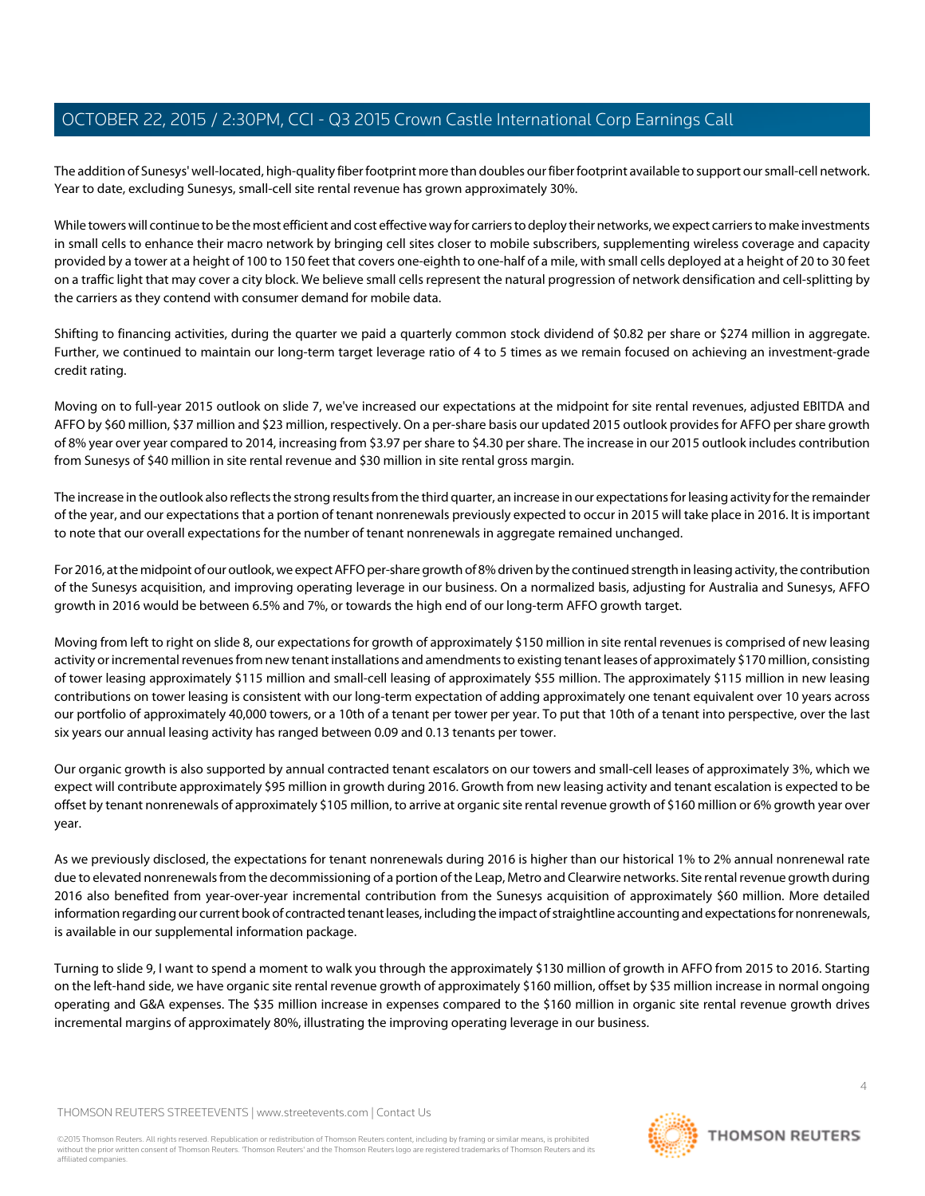The addition of Sunesys' well-located, high-quality fiber footprint more than doubles our fiber footprint available to support our small-cell network. Year to date, excluding Sunesys, small-cell site rental revenue has grown approximately 30%.

While towers will continue to be the most efficient and cost effective way for carriers to deploy their networks, we expect carriers to make investments in small cells to enhance their macro network by bringing cell sites closer to mobile subscribers, supplementing wireless coverage and capacity provided by a tower at a height of 100 to 150 feet that covers one-eighth to one-half of a mile, with small cells deployed at a height of 20 to 30 feet on a traffic light that may cover a city block. We believe small cells represent the natural progression of network densification and cell-splitting by the carriers as they contend with consumer demand for mobile data.

Shifting to financing activities, during the quarter we paid a quarterly common stock dividend of $0.82 per share or $274 million in aggregate. Further, we continued to maintain our long-term target leverage ratio of 4 to 5 times as we remain focused on achieving an investment-grade credit rating.

Moving on to full-year 2015 outlook on slide 7, we've increased our expectations at the midpoint for site rental revenues, adjusted EBITDA and AFFO by $60 million, $37 million and $23 million, respectively. On a per-share basis our updated 2015 outlook provides for AFFO per share growth of 8% year over year compared to 2014, increasing from $3.97 per share to $4.30 per share. The increase in our 2015 outlook includes contribution from Sunesys of $40 million in site rental revenue and $30 million in site rental gross margin.

The increase in the outlook also reflects the strong results from the third quarter, an increase in our expectations for leasing activity for the remainder of the year, and our expectations that a portion of tenant nonrenewals previously expected to occur in 2015 will take place in 2016. It is important to note that our overall expectations for the number of tenant nonrenewals in aggregate remained unchanged.

For 2016, at the midpoint of our outlook, we expect AFFO per-share growth of 8% driven by the continued strength in leasing activity, the contribution of the Sunesys acquisition, and improving operating leverage in our business. On a normalized basis, adjusting for Australia and Sunesys, AFFO growth in 2016 would be between 6.5% and 7%, or towards the high end of our long-term AFFO growth target.

Moving from left to right on slide 8, our expectations for growth of approximately $150 million in site rental revenues is comprised of new leasing activity or incremental revenues from new tenant installations and amendments to existing tenant leases of approximately $170 million, consisting of tower leasing approximately $115 million and small-cell leasing of approximately $55 million. The approximately $115 million in new leasing contributions on tower leasing is consistent with our long-term expectation of adding approximately one tenant equivalent over 10 years across our portfolio of approximately 40,000 towers, or a 10th of a tenant per tower per year. To put that 10th of a tenant into perspective, over the last six years our annual leasing activity has ranged between 0.09 and 0.13 tenants per tower.

Our organic growth is also supported by annual contracted tenant escalators on our towers and small-cell leases of approximately 3%, which we expect will contribute approximately $95 million in growth during 2016. Growth from new leasing activity and tenant escalation is expected to be offset by tenant nonrenewals of approximately $105 million, to arrive at organic site rental revenue growth of $160 million or 6% growth year over year.

As we previously disclosed, the expectations for tenant nonrenewals during 2016 is higher than our historical 1% to 2% annual nonrenewal rate due to elevated nonrenewals from the decommissioning of a portion of the Leap, Metro and Clearwire networks. Site rental revenue growth during 2016 also benefited from year-over-year incremental contribution from the Sunesys acquisition of approximately $60 million. More detailed information regarding our current book of contracted tenant leases, including the impact of straightline accounting and expectations for nonrenewals, is available in our supplemental information package.

Turning to slide 9, I want to spend a moment to walk you through the approximately $130 million of growth in AFFO from 2015 to 2016. Starting on the left-hand side, we have organic site rental revenue growth of approximately $160 million, offset by $35 million increase in normal ongoing operating and G&A expenses. The $35 million increase in expenses compared to the $160 million in organic site rental revenue growth drives incremental margins of approximately 80%, illustrating the improving operating leverage in our business.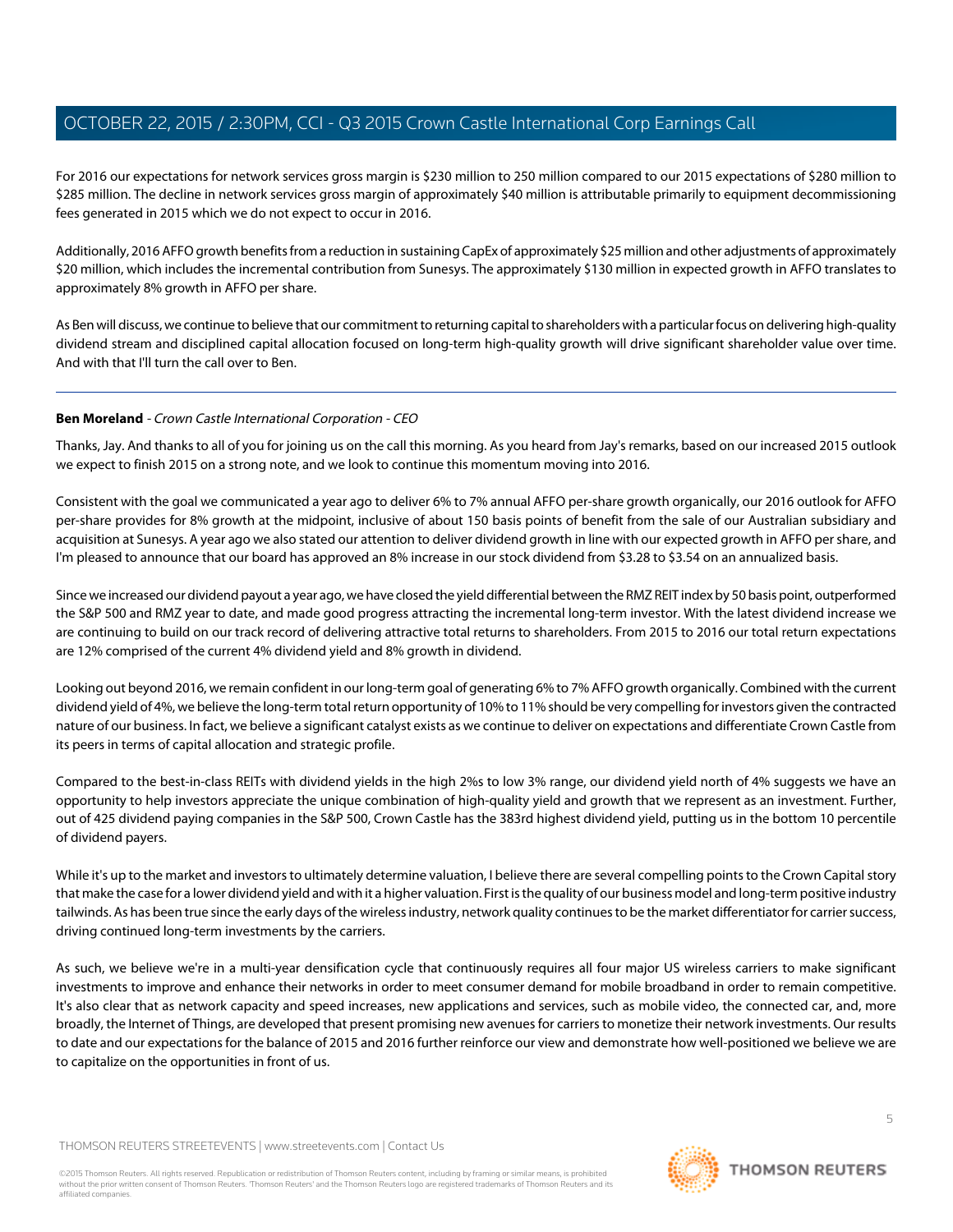For 2016 our expectations for network services gross margin is $230 million to 250 million compared to our 2015 expectations of $280 million to $285 million. The decline in network services gross margin of approximately $40 million is attributable primarily to equipment decommissioning fees generated in 2015 which we do not expect to occur in 2016.

Additionally, 2016 AFFO growth benefits from a reduction in sustaining CapEx of approximately $25 million and other adjustments of approximately $20 million, which includes the incremental contribution from Sunesys. The approximately $130 million in expected growth in AFFO translates to approximately 8% growth in AFFO per share.

As Ben will discuss, we continue to believe that our commitment to returning capital to shareholders with a particular focus on delivering high-quality dividend stream and disciplined capital allocation focused on long-term high-quality growth will drive significant shareholder value over time. And with that I'll turn the call over to Ben.

---

**Ben Moreland** - *Crown Castle International Corporation - CEO*

Thanks, Jay. And thanks to all of you for joining us on the call this morning. As you heard from Jay's remarks, based on our increased 2015 outlook we expect to finish 2015 on a strong note, and we look to continue this momentum moving into 2016.

Consistent with the goal we communicated a year ago to deliver 6% to 7% annual AFFO per-share growth organically, our 2016 outlook for AFFO per-share provides for 8% growth at the midpoint, inclusive of about 150 basis points of benefit from the sale of our Australian subsidiary and acquisition at Sunesys. A year ago we also stated our attention to deliver dividend growth in line with our expected growth in AFFO per share, and I'm pleased to announce that our board has approved an 8% increase in our stock dividend from $3.28 to $3.54 on an annualized basis.

Since we increased our dividend payout a year ago, we have closed the yield differential between the RMZ REIT index by 50 basis point, outperformed the S&P 500 and RMZ year to date, and made good progress attracting the incremental long-term investor. With the latest dividend increase we are continuing to build on our track record of delivering attractive total returns to shareholders. From 2015 to 2016 our total return expectations are 12% comprised of the current 4% dividend yield and 8% growth in dividend.

Looking out beyond 2016, we remain confident in our long-term goal of generating 6% to 7% AFFO growth organically. Combined with the current dividend yield of 4%, we believe the long-term total return opportunity of 10% to 11% should be very compelling for investors given the contracted nature of our business. In fact, we believe a significant catalyst exists as we continue to deliver on expectations and differentiate Crown Castle from its peers in terms of capital allocation and strategic profile.

Compared to the best-in-class REITs with dividend yields in the high 2%s to low 3% range, our dividend yield north of 4% suggests we have an opportunity to help investors appreciate the unique combination of high-quality yield and growth that we represent as an investment. Further, out of 425 dividend paying companies in the S&P 500, Crown Castle has the 383rd highest dividend yield, putting us in the bottom 10 percentile of dividend payers.

While it's up to the market and investors to ultimately determine valuation, I believe there are several compelling points to the Crown Capital story that make the case for a lower dividend yield and with it a higher valuation. First is the quality of our business model and long-term positive industry tailwinds. As has been true since the early days of the wireless industry, network quality continues to be the market differentiator for carrier success, driving continued long-term investments by the carriers.

As such, we believe we're in a multi-year densification cycle that continuously requires all four major US wireless carriers to make significant investments to improve and enhance their networks in order to meet consumer demand for mobile broadband in order to remain competitive. It's also clear that as network capacity and speed increases, new applications and services, such as mobile video, the connected car, and, more broadly, the Internet of Things, are developed that present promising new avenues for carriers to monetize their network investments. Our results to date and our expectations for the balance of 2015 and 2016 further reinforce our view and demonstrate how well-positioned we believe we are to capitalize on the opportunities in front of us.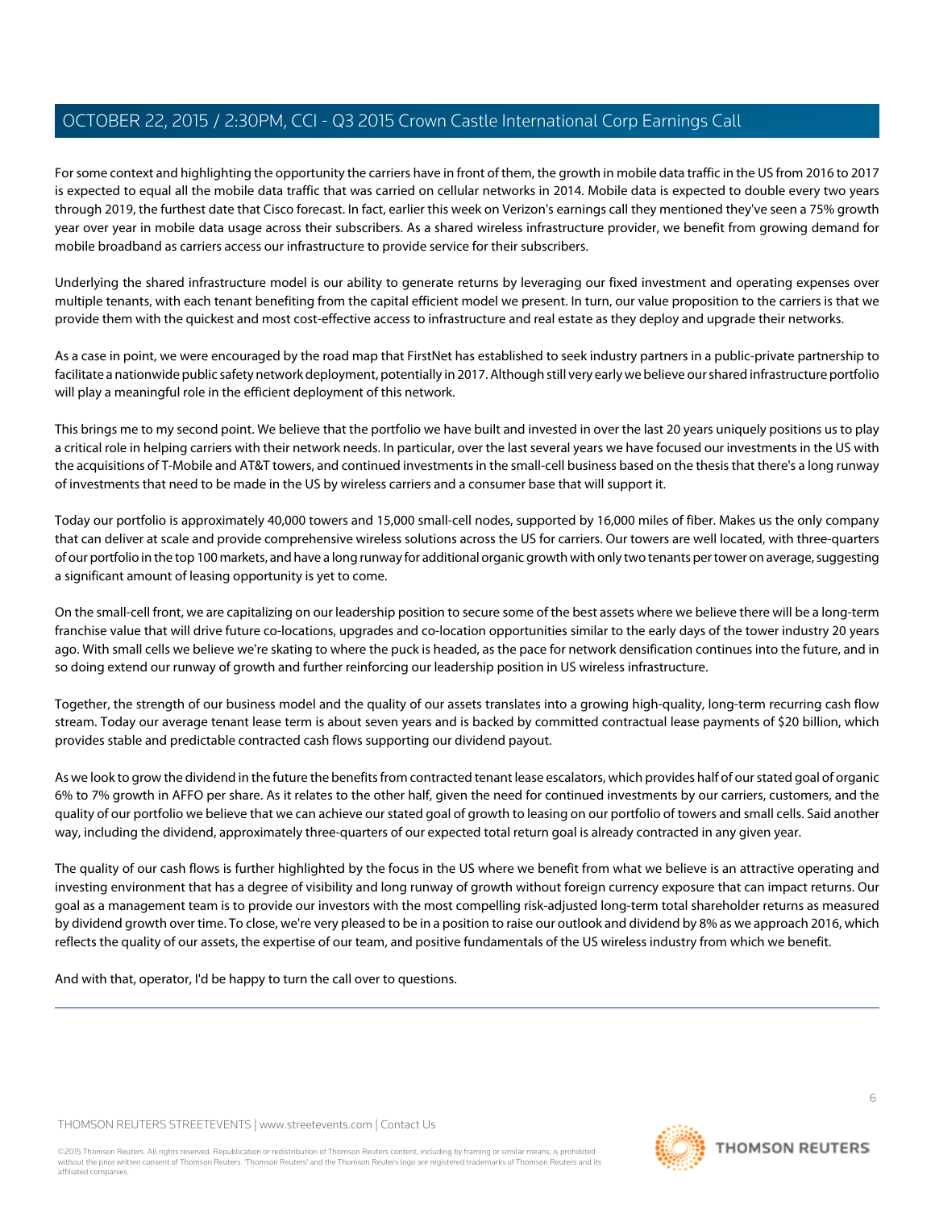For some context and highlighting the opportunity the carriers have in front of them, the growth in mobile data traffic in the US from 2016 to 2017 is expected to equal all the mobile data traffic that was carried on cellular networks in 2014. Mobile data is expected to double every two years through 2019, the furthest date that Cisco forecast. In fact, earlier this week on Verizon's earnings call they mentioned they've seen a 75% growth year over year in mobile data usage across their subscribers. As a shared wireless infrastructure provider, we benefit from growing demand for mobile broadband as carriers access our infrastructure to provide service for their subscribers.

Underlying the shared infrastructure model is our ability to generate returns by leveraging our fixed investment and operating expenses over multiple tenants, with each tenant benefiting from the capital efficient model we present. In turn, our value proposition to the carriers is that we provide them with the quickest and most cost-effective access to infrastructure and real estate as they deploy and upgrade their networks.

As a case in point, we were encouraged by the road map that FirstNet has established to seek industry partners in a public-private partnership to facilitate a nationwide public safety network deployment, potentially in 2017. Although still very early we believe our shared infrastructure portfolio will play a meaningful role in the efficient deployment of this network.

This brings me to my second point. We believe that the portfolio we have built and invested in over the last 20 years uniquely positions us to play a critical role in helping carriers with their network needs. In particular, over the last several years we have focused our investments in the US with the acquisitions of T-Mobile and AT&T towers, and continued investments in the small-cell business based on the thesis that there's a long runway of investments that need to be made in the US by wireless carriers and a consumer base that will support it.

Today our portfolio is approximately 40,000 towers and 15,000 small-cell nodes, supported by 16,000 miles of fiber. Makes us the only company that can deliver at scale and provide comprehensive wireless solutions across the US for carriers. Our towers are well located, with three-quarters of our portfolio in the top 100 markets, and have a long runway for additional organic growth with only two tenants per tower on average, suggesting a significant amount of leasing opportunity is yet to come.

On the small-cell front, we are capitalizing on our leadership position to secure some of the best assets where we believe there will be a long-term franchise value that will drive future co-locations, upgrades and co-location opportunities similar to the early days of the tower industry 20 years ago. With small cells we believe we're skating to where the puck is headed, as the pace for network densification continues into the future, and in so doing extend our runway of growth and further reinforcing our leadership position in US wireless infrastructure.

Together, the strength of our business model and the quality of our assets translates into a growing high-quality, long-term recurring cash flow stream. Today our average tenant lease term is about seven years and is backed by committed contractual lease payments of $20 billion, which provides stable and predictable contracted cash flows supporting our dividend payout.

As we look to grow the dividend in the future the benefits from contracted tenant lease escalators, which provides half of our stated goal of organic 6% to 7% growth in AFFO per share. As it relates to the other half, given the need for continued investments by our carriers, customers, and the quality of our portfolio we believe that we can achieve our stated goal of growth to leasing on our portfolio of towers and small cells. Said another way, including the dividend, approximately three-quarters of our expected total return goal is already contracted in any given year.

The quality of our cash flows is further highlighted by the focus in the US where we benefit from what we believe is an attractive operating and investing environment that has a degree of visibility and long runway of growth without foreign currency exposure that can impact returns. Our goal as a management team is to provide our investors with the most compelling risk-adjusted long-term total shareholder returns as measured by dividend growth over time. To close, we're very pleased to be in a position to raise our outlook and dividend by 8% as we approach 2016, which reflects the quality of our assets, the expertise of our team, and positive fundamentals of the US wireless industry from which we benefit.

And with that, operator, I'd be happy to turn the call over to questions.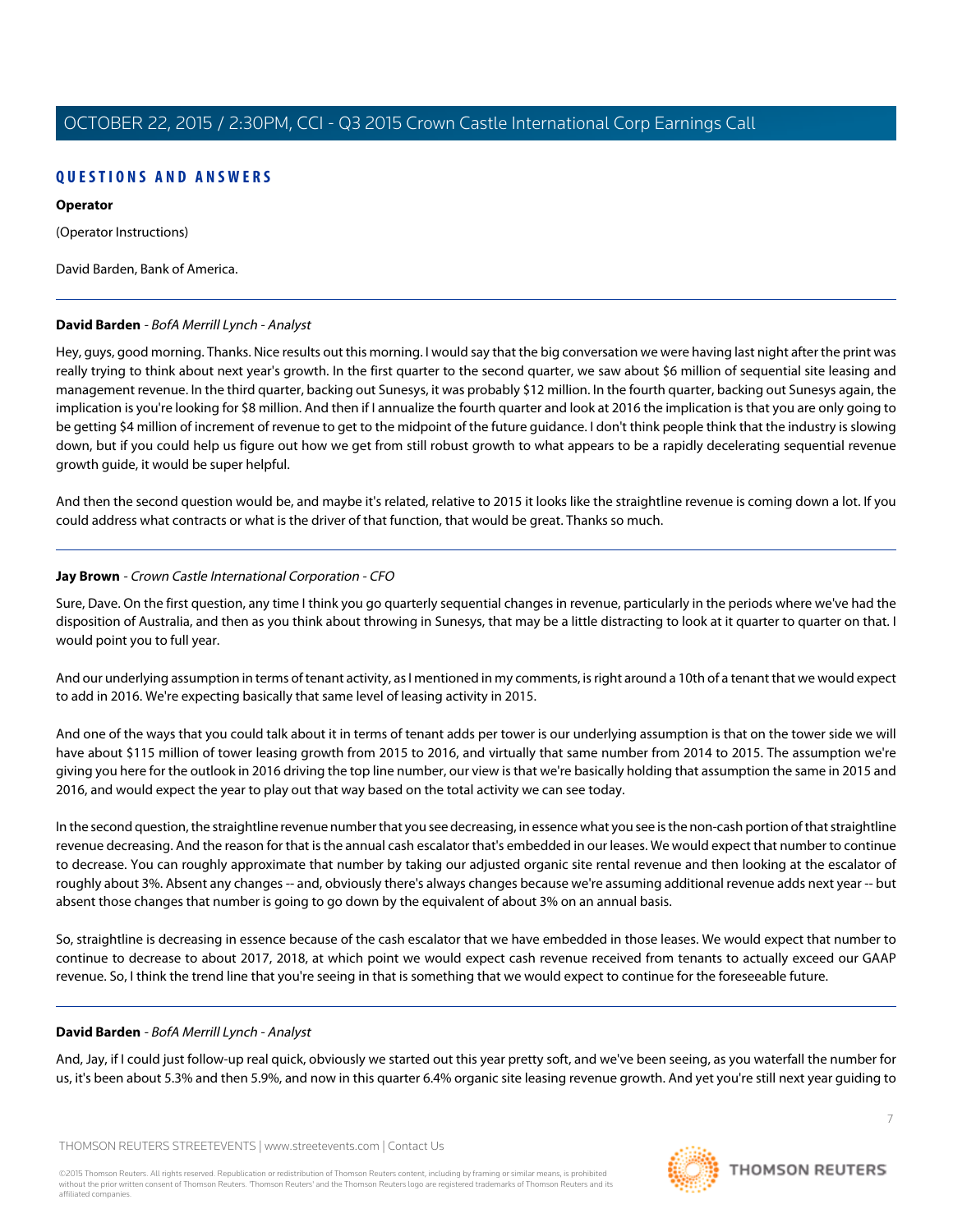## QUESTIONS AND ANSWERS

**Operator**

(Operator Instructions)

David Barden, Bank of America.

---

**David Barden** - *BofA Merrill Lynch - Analyst*

Hey, guys, good morning. Thanks. Nice results out this morning. I would say that the big conversation we were having last night after the print was really trying to think about next year's growth. In the first quarter to the second quarter, we saw about $6 million of sequential site leasing and management revenue. In the third quarter, backing out Sunesys, it was probably $12 million. In the fourth quarter, backing out Sunesys again, the implication is you're looking for $8 million. And then if I annualize the fourth quarter and look at 2016 the implication is that you are only going to be getting $4 million of increment of revenue to get to the midpoint of the future guidance. I don't think people think that the industry is slowing down, but if you could help us figure out how we get from still robust growth to what appears to be a rapidly decelerating sequential revenue growth guide, it would be super helpful.

And then the second question would be, and maybe it's related, relative to 2015 it looks like the straightline revenue is coming down a lot. If you could address what contracts or what is the driver of that function, that would be great. Thanks so much.

---

**Jay Brown** - *Crown Castle International Corporation - CFO*

Sure, Dave. On the first question, any time I think you go quarterly sequential changes in revenue, particularly in the periods where we've had the disposition of Australia, and then as you think about throwing in Sunesys, that may be a little distracting to look at it quarter to quarter on that. I would point you to full year.

And our underlying assumption in terms of tenant activity, as I mentioned in my comments, is right around a 10th of a tenant that we would expect to add in 2016. We're expecting basically that same level of leasing activity in 2015.

And one of the ways that you could talk about it in terms of tenant adds per tower is our underlying assumption is that on the tower side we will have about $115 million of tower leasing growth from 2015 to 2016, and virtually that same number from 2014 to 2015. The assumption we're giving you here for the outlook in 2016 driving the top line number, our view is that we're basically holding that assumption the same in 2015 and 2016, and would expect the year to play out that way based on the total activity we can see today.

In the second question, the straightline revenue number that you see decreasing, in essence what you see is the non-cash portion of that straightline revenue decreasing. And the reason for that is the annual cash escalator that's embedded in our leases. We would expect that number to continue to decrease. You can roughly approximate that number by taking our adjusted organic site rental revenue and then looking at the escalator of roughly about 3%. Absent any changes -- and, obviously there's always changes because we're assuming additional revenue adds next year -- but absent those changes that number is going to go down by the equivalent of about 3% on an annual basis.

So, straightline is decreasing in essence because of the cash escalator that we have embedded in those leases. We would expect that number to continue to decrease to about 2017, 2018, at which point we would expect cash revenue received from tenants to actually exceed our GAAP revenue. So, I think the trend line that you're seeing in that is something that we would expect to continue for the foreseeable future.

---

**David Barden** - *BofA Merrill Lynch - Analyst*

And, Jay, if I could just follow-up real quick, obviously we started out this year pretty soft, and we've been seeing, as you waterfall the number for us, it's been about 5.3% and then 5.9%, and now in this quarter 6.4% organic site leasing revenue growth. And yet you're still next year guiding to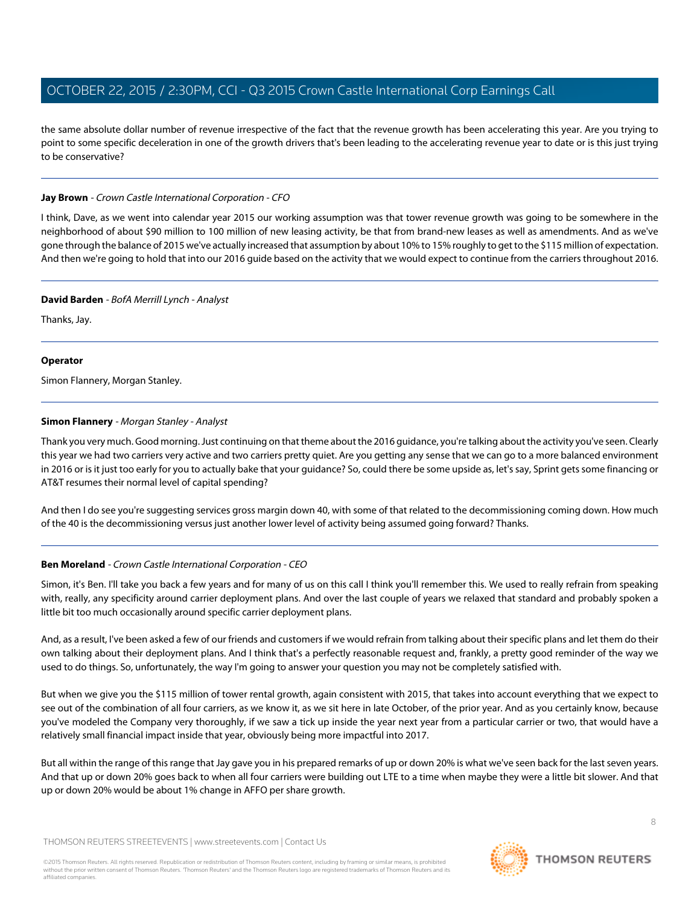the same absolute dollar number of revenue irrespective of the fact that the revenue growth has been accelerating this year. Are you trying to point to some specific deceleration in one of the growth drivers that's been leading to the accelerating revenue year to date or is this just trying to be conservative?

---

**Jay Brown** - *Crown Castle International Corporation - CFO*

I think, Dave, as we went into calendar year 2015 our working assumption was that tower revenue growth was going to be somewhere in the neighborhood of about $90 million to 100 million of new leasing activity, be that from brand-new leases as well as amendments. And as we've gone through the balance of 2015 we've actually increased that assumption by about 10% to 15% roughly to get to the $115 million of expectation. And then we're going to hold that into our 2016 guide based on the activity that we would expect to continue from the carriers throughout 2016.

---

**David Barden** - *BofA Merrill Lynch - Analyst*

Thanks, Jay.

---

**Operator**

Simon Flannery, Morgan Stanley.

---

**Simon Flannery** - *Morgan Stanley - Analyst*

Thank you very much. Good morning. Just continuing on that theme about the 2016 guidance, you're talking about the activity you've seen. Clearly this year we had two carriers very active and two carriers pretty quiet. Are you getting any sense that we can go to a more balanced environment in 2016 or is it just too early for you to actually bake that your guidance? So, could there be some upside as, let's say, Sprint gets some financing or AT&T resumes their normal level of capital spending?

And then I do see you're suggesting services gross margin down 40, with some of that related to the decommissioning coming down. How much of the 40 is the decommissioning versus just another lower level of activity being assumed going forward? Thanks.

---

**Ben Moreland** - *Crown Castle International Corporation - CEO*

Simon, it's Ben. I'll take you back a few years and for many of us on this call I think you'll remember this. We used to really refrain from speaking with, really, any specificity around carrier deployment plans. And over the last couple of years we relaxed that standard and probably spoken a little bit too much occasionally around specific carrier deployment plans.

And, as a result, I've been asked a few of our friends and customers if we would refrain from talking about their specific plans and let them do their own talking about their deployment plans. And I think that's a perfectly reasonable request and, frankly, a pretty good reminder of the way we used to do things. So, unfortunately, the way I'm going to answer your question you may not be completely satisfied with.

But when we give you the $115 million of tower rental growth, again consistent with 2015, that takes into account everything that we expect to see out of the combination of all four carriers, as we know it, as we sit here in late October, of the prior year. And as you certainly know, because you've modeled the Company very thoroughly, if we saw a tick up inside the year next year from a particular carrier or two, that would have a relatively small financial impact inside that year, obviously being more impactful into 2017.

But all within the range of this range that Jay gave you in his prepared remarks of up or down 20% is what we've seen back for the last seven years. And that up or down 20% goes back to when all four carriers were building out LTE to a time when maybe they were a little bit slower. And that up or down 20% would be about 1% change in AFFO per share growth.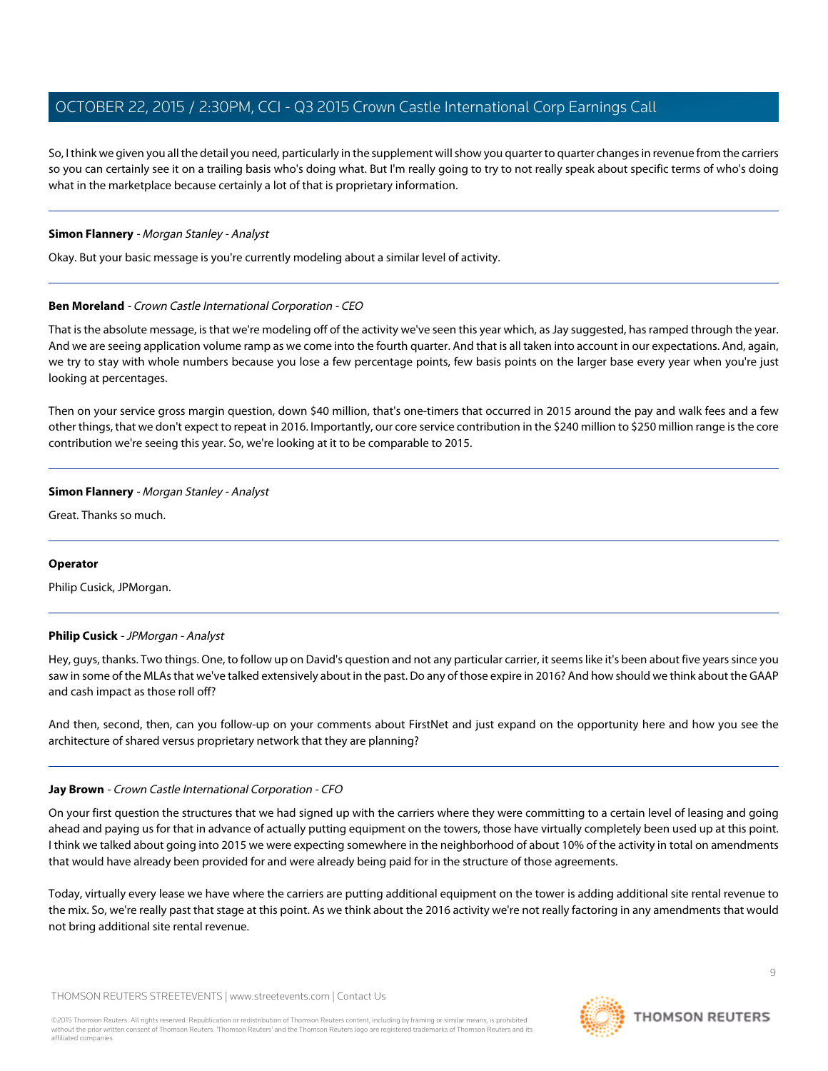So, I think we given you all the detail you need, particularly in the supplement will show you quarter to quarter changes in revenue from the carriers so you can certainly see it on a trailing basis who's doing what. But I'm really going to try to not really speak about specific terms of who's doing what in the marketplace because certainly a lot of that is proprietary information.

---

**Simon Flannery** - *Morgan Stanley - Analyst*

Okay. But your basic message is you're currently modeling about a similar level of activity.

---

**Ben Moreland** - *Crown Castle International Corporation - CEO*

That is the absolute message, is that we're modeling off of the activity we've seen this year which, as Jay suggested, has ramped through the year. And we are seeing application volume ramp as we come into the fourth quarter. And that is all taken into account in our expectations. And, again, we try to stay with whole numbers because you lose a few percentage points, few basis points on the larger base every year when you're just looking at percentages.

Then on your service gross margin question, down $40 million, that's one-timers that occurred in 2015 around the pay and walk fees and a few other things, that we don't expect to repeat in 2016. Importantly, our core service contribution in the $240 million to $250 million range is the core contribution we're seeing this year. So, we're looking at it to be comparable to 2015.

---

**Simon Flannery** - *Morgan Stanley - Analyst*

Great. Thanks so much.

---

**Operator**

Philip Cusick, JPMorgan.

---

**Philip Cusick** - *JPMorgan - Analyst*

Hey, guys, thanks. Two things. One, to follow up on David's question and not any particular carrier, it seems like it's been about five years since you saw in some of the MLAs that we've talked extensively about in the past. Do any of those expire in 2016? And how should we think about the GAAP and cash impact as those roll off?

And then, second, then, can you follow-up on your comments about FirstNet and just expand on the opportunity here and how you see the architecture of shared versus proprietary network that they are planning?

---

**Jay Brown** - *Crown Castle International Corporation - CFO*

On your first question the structures that we had signed up with the carriers where they were committing to a certain level of leasing and going ahead and paying us for that in advance of actually putting equipment on the towers, those have virtually completely been used up at this point. I think we talked about going into 2015 we were expecting somewhere in the neighborhood of about 10% of the activity in total on amendments that would have already been provided for and were already being paid for in the structure of those agreements.

Today, virtually every lease we have where the carriers are putting additional equipment on the tower is adding additional site rental revenue to the mix. So, we're really past that stage at this point. As we think about the 2016 activity we're not really factoring in any amendments that would not bring additional site rental revenue.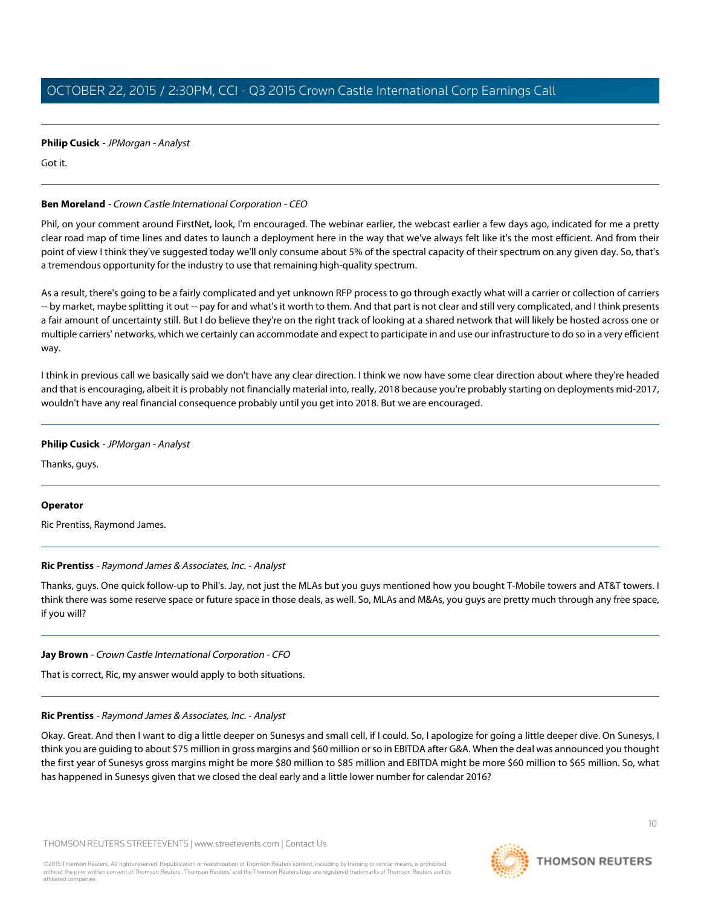**Philip Cusick** - *JPMorgan - Analyst*

Got it.

---

**Ben Moreland** - *Crown Castle International Corporation - CEO*

Phil, on your comment around FirstNet, look, I'm encouraged. The webinar earlier, the webcast earlier a few days ago, indicated for me a pretty clear road map of time lines and dates to launch a deployment here in the way that we've always felt like it's the most efficient. And from their point of view I think they've suggested today we'll only consume about 5% of the spectral capacity of their spectrum on any given day. So, that's a tremendous opportunity for the industry to use that remaining high-quality spectrum.

As a result, there's going to be a fairly complicated and yet unknown RFP process to go through exactly what will a carrier or collection of carriers -- by market, maybe splitting it out -- pay for and what's it worth to them. And that part is not clear and still very complicated, and I think presents a fair amount of uncertainty still. But I do believe they're on the right track of looking at a shared network that will likely be hosted across one or multiple carriers' networks, which we certainly can accommodate and expect to participate in and use our infrastructure to do so in a very efficient way.

I think in previous call we basically said we don't have any clear direction. I think we now have some clear direction about where they're headed and that is encouraging, albeit it is probably not financially material into, really, 2018 because you're probably starting on deployments mid-2017, wouldn't have any real financial consequence probably until you get into 2018. But we are encouraged.

---

**Philip Cusick** - *JPMorgan - Analyst*

Thanks, guys.

---

**Operator**

Ric Prentiss, Raymond James.

---

**Ric Prentiss** - *Raymond James & Associates, Inc. - Analyst*

Thanks, guys. One quick follow-up to Phil's. Jay, not just the MLAs but you guys mentioned how you bought T-Mobile towers and AT&T towers. I think there was some reserve space or future space in those deals, as well. So, MLAs and M&As, you guys are pretty much through any free space, if you will?

---

**Jay Brown** - *Crown Castle International Corporation - CFO*

That is correct, Ric, my answer would apply to both situations.

---

**Ric Prentiss** - *Raymond James & Associates, Inc. - Analyst*

Okay. Great. And then I want to dig a little deeper on Sunesys and small cell, if I could. So, I apologize for going a little deeper dive. On Sunesys, I think you are guiding to about $75 million in gross margins and $60 million or so in EBITDA after G&A. When the deal was announced you thought the first year of Sunesys gross margins might be more $80 million to $85 million and EBITDA might be more $60 million to $65 million. So, what has happened in Sunesys given that we closed the deal early and a little lower number for calendar 2016?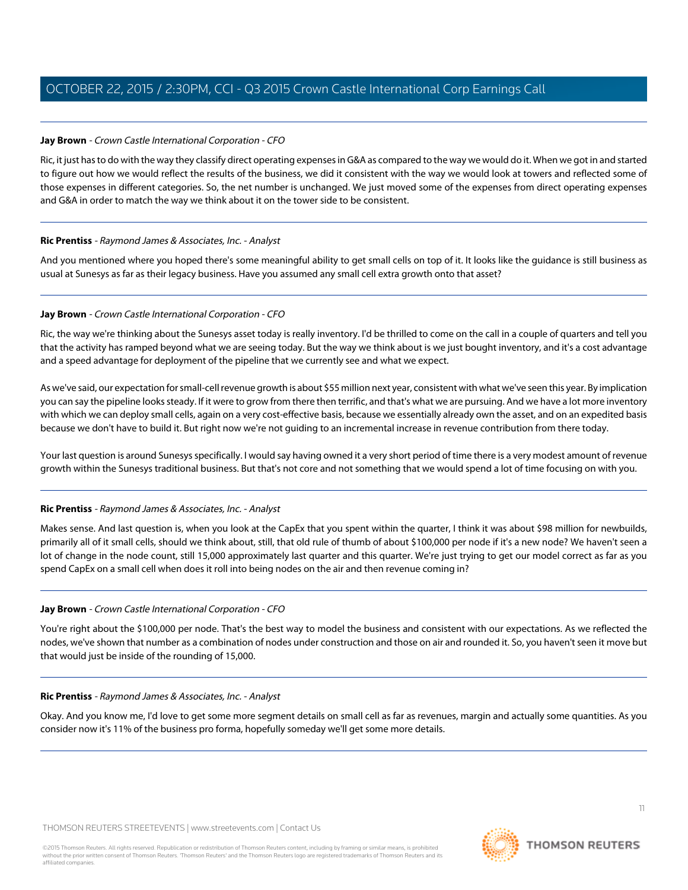**Jay Brown** - *Crown Castle International Corporation - CFO*

Ric, it just has to do with the way they classify direct operating expenses in G&A as compared to the way we would do it. When we got in and started to figure out how we would reflect the results of the business, we did it consistent with the way we would look at towers and reflected some of those expenses in different categories. So, the net number is unchanged. We just moved some of the expenses from direct operating expenses and G&A in order to match the way we think about it on the tower side to be consistent.

---

**Ric Prentiss** - *Raymond James & Associates, Inc. - Analyst*

And you mentioned where you hoped there's some meaningful ability to get small cells on top of it. It looks like the guidance is still business as usual at Sunesys as far as their legacy business. Have you assumed any small cell extra growth onto that asset?

---

**Jay Brown** - *Crown Castle International Corporation - CFO*

Ric, the way we're thinking about the Sunesys asset today is really inventory. I'd be thrilled to come on the call in a couple of quarters and tell you that the activity has ramped beyond what we are seeing today. But the way we think about is we just bought inventory, and it's a cost advantage and a speed advantage for deployment of the pipeline that we currently see and what we expect.

As we've said, our expectation for small-cell revenue growth is about $55 million next year, consistent with what we've seen this year. By implication you can say the pipeline looks steady. If it were to grow from there then terrific, and that's what we are pursuing. And we have a lot more inventory with which we can deploy small cells, again on a very cost-effective basis, because we essentially already own the asset, and on an expedited basis because we don't have to build it. But right now we're not guiding to an incremental increase in revenue contribution from there today.

Your last question is around Sunesys specifically. I would say having owned it a very short period of time there is a very modest amount of revenue growth within the Sunesys traditional business. But that's not core and not something that we would spend a lot of time focusing on with you.

---

**Ric Prentiss** - *Raymond James & Associates, Inc. - Analyst*

Makes sense. And last question is, when you look at the CapEx that you spent within the quarter, I think it was about $98 million for newbuilds, primarily all of it small cells, should we think about, still, that old rule of thumb of about $100,000 per node if it's a new node? We haven't seen a lot of change in the node count, still 15,000 approximately last quarter and this quarter. We're just trying to get our model correct as far as you spend CapEx on a small cell when does it roll into being nodes on the air and then revenue coming in?

---

**Jay Brown** - *Crown Castle International Corporation - CFO*

You're right about the $100,000 per node. That's the best way to model the business and consistent with our expectations. As we reflected the nodes, we've shown that number as a combination of nodes under construction and those on air and rounded it. So, you haven't seen it move but that would just be inside of the rounding of 15,000.

---

**Ric Prentiss** - *Raymond James & Associates, Inc. - Analyst*

Okay. And you know me, I'd love to get some more segment details on small cell as far as revenues, margin and actually some quantities. As you consider now it's 11% of the business pro forma, hopefully someday we'll get some more details.

---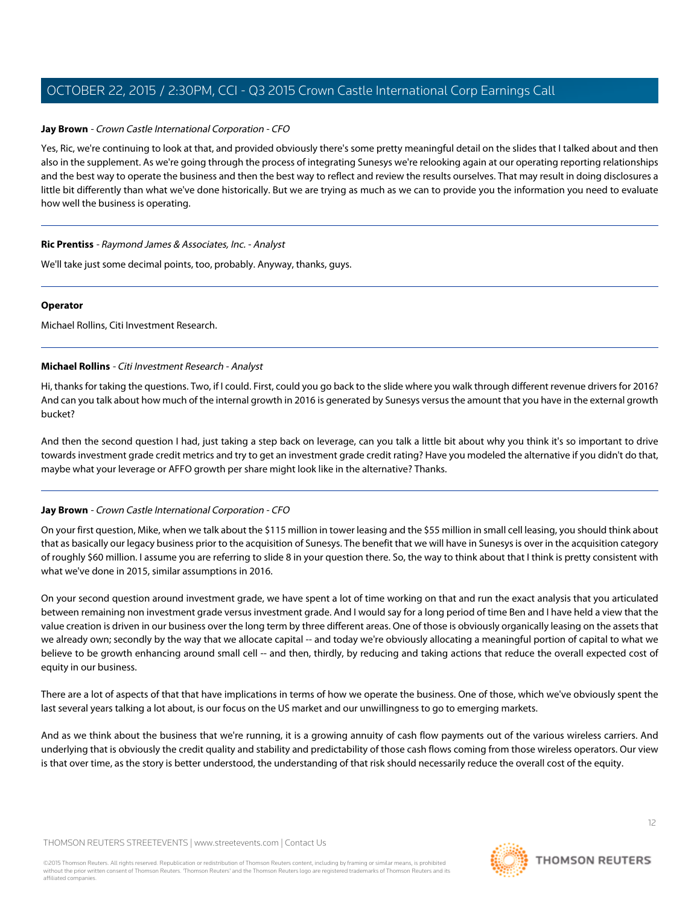**Jay Brown** - *Crown Castle International Corporation - CFO*

Yes, Ric, we're continuing to look at that, and provided obviously there's some pretty meaningful detail on the slides that I talked about and then also in the supplement. As we're going through the process of integrating Sunesys we're relooking again at our operating reporting relationships and the best way to operate the business and then the best way to reflect and review the results ourselves. That may result in doing disclosures a little bit differently than what we've done historically. But we are trying as much as we can to provide you the information you need to evaluate how well the business is operating.

---

**Ric Prentiss** - *Raymond James & Associates, Inc. - Analyst*

We'll take just some decimal points, too, probably. Anyway, thanks, guys.

---

**Operator**

Michael Rollins, Citi Investment Research.

---

**Michael Rollins** - *Citi Investment Research - Analyst*

Hi, thanks for taking the questions. Two, if I could. First, could you go back to the slide where you walk through different revenue drivers for 2016? And can you talk about how much of the internal growth in 2016 is generated by Sunesys versus the amount that you have in the external growth bucket?

And then the second question I had, just taking a step back on leverage, can you talk a little bit about why you think it's so important to drive towards investment grade credit metrics and try to get an investment grade credit rating? Have you modeled the alternative if you didn't do that, maybe what your leverage or AFFO growth per share might look like in the alternative? Thanks.

---

**Jay Brown** - *Crown Castle International Corporation - CFO*

On your first question, Mike, when we talk about the $115 million in tower leasing and the $55 million in small cell leasing, you should think about that as basically our legacy business prior to the acquisition of Sunesys. The benefit that we will have in Sunesys is over in the acquisition category of roughly $60 million. I assume you are referring to slide 8 in your question there. So, the way to think about that I think is pretty consistent with what we've done in 2015, similar assumptions in 2016.

On your second question around investment grade, we have spent a lot of time working on that and run the exact analysis that you articulated between remaining non investment grade versus investment grade. And I would say for a long period of time Ben and I have held a view that the value creation is driven in our business over the long term by three different areas. One of those is obviously organically leasing on the assets that we already own; secondly by the way that we allocate capital -- and today we're obviously allocating a meaningful portion of capital to what we believe to be growth enhancing around small cell -- and then, thirdly, by reducing and taking actions that reduce the overall expected cost of equity in our business.

There are a lot of aspects of that that have implications in terms of how we operate the business. One of those, which we've obviously spent the last several years talking a lot about, is our focus on the US market and our unwillingness to go to emerging markets.

And as we think about the business that we're running, it is a growing annuity of cash flow payments out of the various wireless carriers. And underlying that is obviously the credit quality and stability and predictability of those cash flows coming from those wireless operators. Our view is that over time, as the story is better understood, the understanding of that risk should necessarily reduce the overall cost of the equity.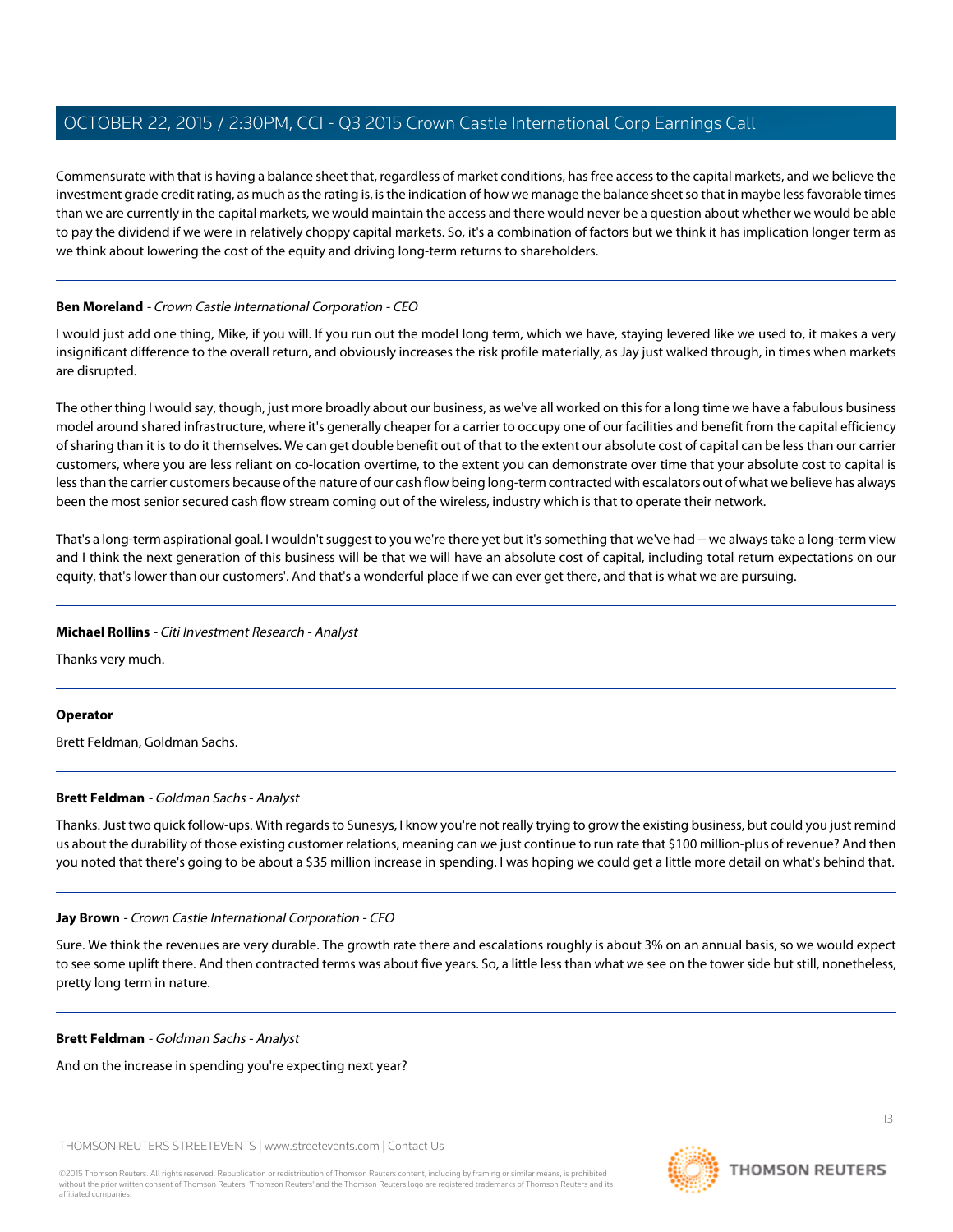Commensurate with that is having a balance sheet that, regardless of market conditions, has free access to the capital markets, and we believe the investment grade credit rating, as much as the rating is, is the indication of how we manage the balance sheet so that in maybe less favorable times than we are currently in the capital markets, we would maintain the access and there would never be a question about whether we would be able to pay the dividend if we were in relatively choppy capital markets. So, it's a combination of factors but we think it has implication longer term as we think about lowering the cost of the equity and driving long-term returns to shareholders.

---

**Ben Moreland** - *Crown Castle International Corporation - CEO*

I would just add one thing, Mike, if you will. If you run out the model long term, which we have, staying levered like we used to, it makes a very insignificant difference to the overall return, and obviously increases the risk profile materially, as Jay just walked through, in times when markets are disrupted.

The other thing I would say, though, just more broadly about our business, as we've all worked on this for a long time we have a fabulous business model around shared infrastructure, where it's generally cheaper for a carrier to occupy one of our facilities and benefit from the capital efficiency of sharing than it is to do it themselves. We can get double benefit out of that to the extent our absolute cost of capital can be less than our carrier customers, where you are less reliant on co-location overtime, to the extent you can demonstrate over time that your absolute cost to capital is less than the carrier customers because of the nature of our cash flow being long-term contracted with escalators out of what we believe has always been the most senior secured cash flow stream coming out of the wireless, industry which is that to operate their network.

That's a long-term aspirational goal. I wouldn't suggest to you we're there yet but it's something that we've had -- we always take a long-term view and I think the next generation of this business will be that we will have an absolute cost of capital, including total return expectations on our equity, that's lower than our customers'. And that's a wonderful place if we can ever get there, and that is what we are pursuing.

---

**Michael Rollins** - *Citi Investment Research - Analyst*

Thanks very much.

---

**Operator**

Brett Feldman, Goldman Sachs.

---

**Brett Feldman** - *Goldman Sachs - Analyst*

Thanks. Just two quick follow-ups. With regards to Sunesys, I know you're not really trying to grow the existing business, but could you just remind us about the durability of those existing customer relations, meaning can we just continue to run rate that $100 million-plus of revenue? And then you noted that there's going to be about a $35 million increase in spending. I was hoping we could get a little more detail on what's behind that.

---

**Jay Brown** - *Crown Castle International Corporation - CFO*

Sure. We think the revenues are very durable. The growth rate there and escalations roughly is about 3% on an annual basis, so we would expect to see some uplift there. And then contracted terms was about five years. So, a little less than what we see on the tower side but still, nonetheless, pretty long term in nature.

---

**Brett Feldman** - *Goldman Sachs - Analyst*

And on the increase in spending you're expecting next year?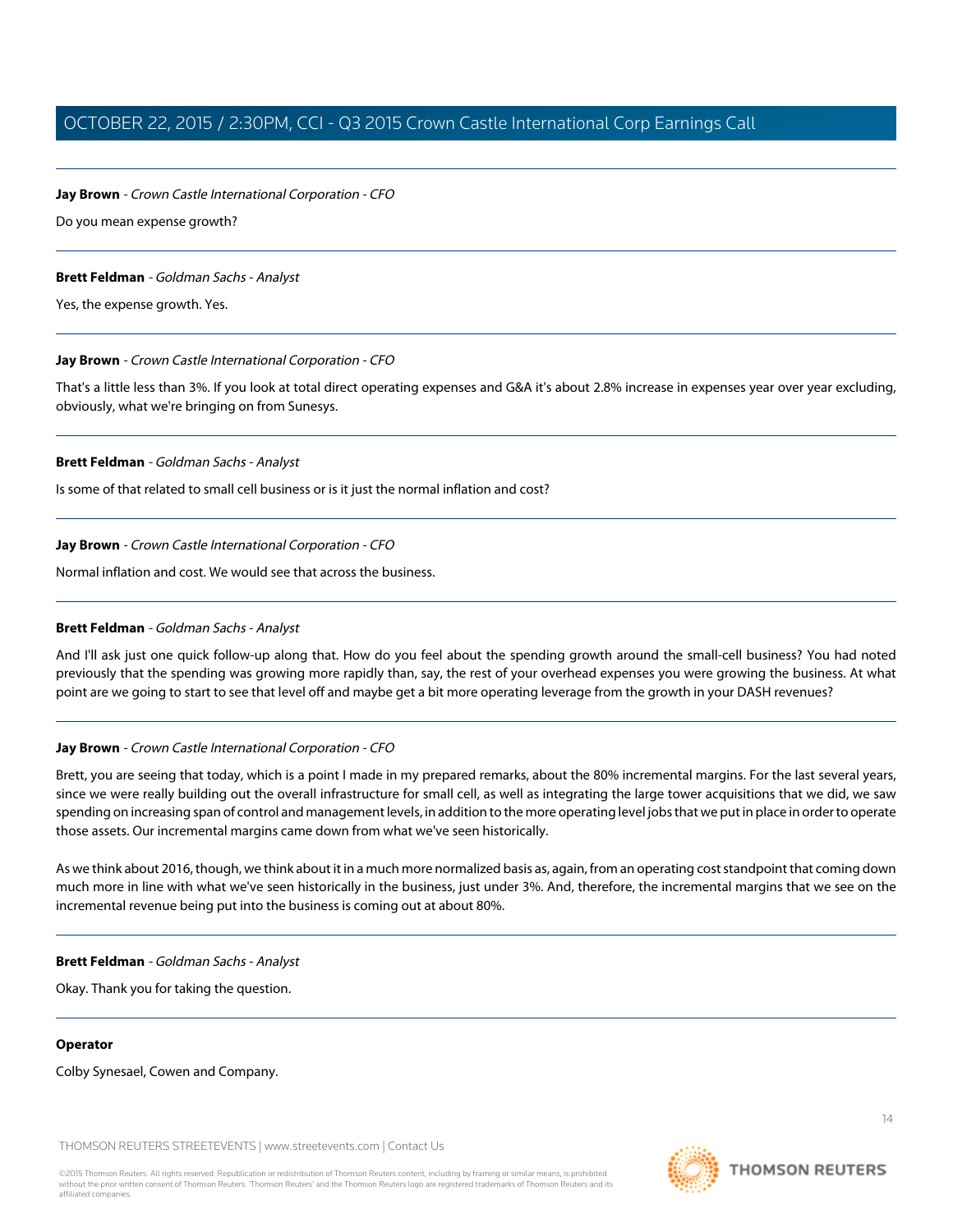**Jay Brown** - *Crown Castle International Corporation - CFO*

Do you mean expense growth?

---

**Brett Feldman** - *Goldman Sachs - Analyst*

Yes, the expense growth. Yes.

---

**Jay Brown** - *Crown Castle International Corporation - CFO*

That's a little less than 3%. If you look at total direct operating expenses and G&A it's about 2.8% increase in expenses year over year excluding, obviously, what we're bringing on from Sunesys.

---

**Brett Feldman** - *Goldman Sachs - Analyst*

Is some of that related to small cell business or is it just the normal inflation and cost?

---

**Jay Brown** - *Crown Castle International Corporation - CFO*

Normal inflation and cost. We would see that across the business.

---

**Brett Feldman** - *Goldman Sachs - Analyst*

And I'll ask just one quick follow-up along that. How do you feel about the spending growth around the small-cell business? You had noted previously that the spending was growing more rapidly than, say, the rest of your overhead expenses you were growing the business. At what point are we going to start to see that level off and maybe get a bit more operating leverage from the growth in your DASH revenues?

---

**Jay Brown** - *Crown Castle International Corporation - CFO*

Brett, you are seeing that today, which is a point I made in my prepared remarks, about the 80% incremental margins. For the last several years, since we were really building out the overall infrastructure for small cell, as well as integrating the large tower acquisitions that we did, we saw spending on increasing span of control and management levels, in addition to the more operating level jobs that we put in place in order to operate those assets. Our incremental margins came down from what we've seen historically.

As we think about 2016, though, we think about it in a much more normalized basis as, again, from an operating cost standpoint that coming down much more in line with what we've seen historically in the business, just under 3%. And, therefore, the incremental margins that we see on the incremental revenue being put into the business is coming out at about 80%.

---

**Brett Feldman** - *Goldman Sachs - Analyst*

Okay. Thank you for taking the question.

---

**Operator**

Colby Synesael, Cowen and Company.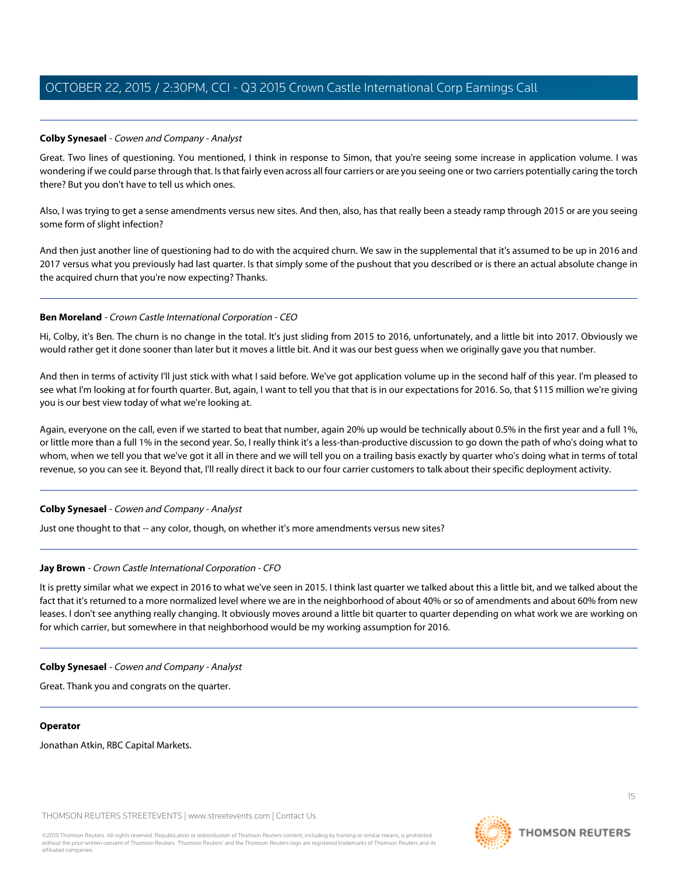**Colby Synesael** - *Cowen and Company - Analyst*

Great. Two lines of questioning. You mentioned, I think in response to Simon, that you're seeing some increase in application volume. I was wondering if we could parse through that. Is that fairly even across all four carriers or are you seeing one or two carriers potentially caring the torch there? But you don't have to tell us which ones.

Also, I was trying to get a sense amendments versus new sites. And then, also, has that really been a steady ramp through 2015 or are you seeing some form of slight infection?

And then just another line of questioning had to do with the acquired churn. We saw in the supplemental that it's assumed to be up in 2016 and 2017 versus what you previously had last quarter. Is that simply some of the pushout that you described or is there an actual absolute change in the acquired churn that you're now expecting? Thanks.

---

**Ben Moreland** - *Crown Castle International Corporation - CEO*

Hi, Colby, it's Ben. The churn is no change in the total. It's just sliding from 2015 to 2016, unfortunately, and a little bit into 2017. Obviously we would rather get it done sooner than later but it moves a little bit. And it was our best guess when we originally gave you that number.

And then in terms of activity I'll just stick with what I said before. We've got application volume up in the second half of this year. I'm pleased to see what I'm looking at for fourth quarter. But, again, I want to tell you that that is in our expectations for 2016. So, that $115 million we're giving you is our best view today of what we're looking at.

Again, everyone on the call, even if we started to beat that number, again 20% up would be technically about 0.5% in the first year and a full 1%, or little more than a full 1% in the second year. So, I really think it's a less-than-productive discussion to go down the path of who's doing what to whom, when we tell you that we've got it all in there and we will tell you on a trailing basis exactly by quarter who's doing what in terms of total revenue, so you can see it. Beyond that, I'll really direct it back to our four carrier customers to talk about their specific deployment activity.

---

**Colby Synesael** - *Cowen and Company - Analyst*

Just one thought to that -- any color, though, on whether it's more amendments versus new sites?

---

**Jay Brown** - *Crown Castle International Corporation - CFO*

It is pretty similar what we expect in 2016 to what we've seen in 2015. I think last quarter we talked about this a little bit, and we talked about the fact that it's returned to a more normalized level where we are in the neighborhood of about 40% or so of amendments and about 60% from new leases. I don't see anything really changing. It obviously moves around a little bit quarter to quarter depending on what work we are working on for which carrier, but somewhere in that neighborhood would be my working assumption for 2016.

---

**Colby Synesael** - *Cowen and Company - Analyst*

Great. Thank you and congrats on the quarter.

---

**Operator**

Jonathan Atkin, RBC Capital Markets.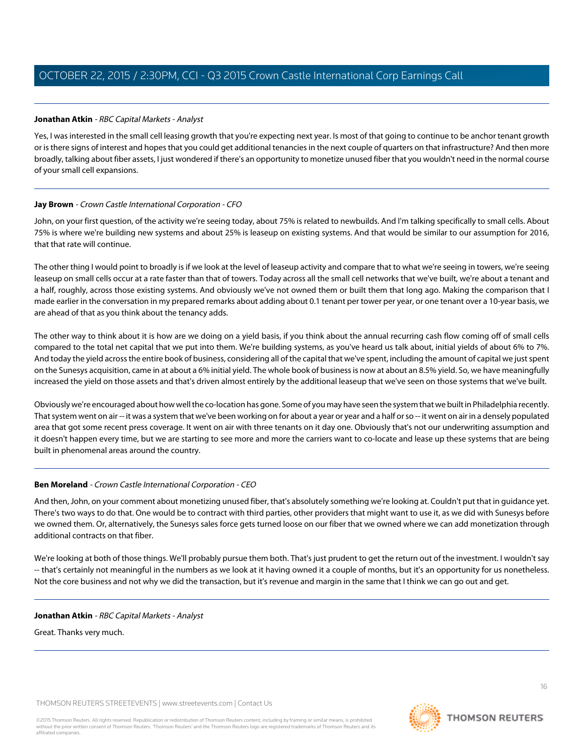**Jonathan Atkin** - *RBC Capital Markets - Analyst*

Yes, I was interested in the small cell leasing growth that you're expecting next year. Is most of that going to continue to be anchor tenant growth or is there signs of interest and hopes that you could get additional tenancies in the next couple of quarters on that infrastructure? And then more broadly, talking about fiber assets, I just wondered if there's an opportunity to monetize unused fiber that you wouldn't need in the normal course of your small cell expansions.

---

**Jay Brown** - *Crown Castle International Corporation - CFO*

John, on your first question, of the activity we're seeing today, about 75% is related to newbuilds. And I'm talking specifically to small cells. About 75% is where we're building new systems and about 25% is leaseup on existing systems. And that would be similar to our assumption for 2016, that that rate will continue.

The other thing I would point to broadly is if we look at the level of leaseup activity and compare that to what we're seeing in towers, we're seeing leaseup on small cells occur at a rate faster than that of towers. Today across all the small cell networks that we've built, we're about a tenant and a half, roughly, across those existing systems. And obviously we've not owned them or built them that long ago. Making the comparison that I made earlier in the conversation in my prepared remarks about adding about 0.1 tenant per tower per year, or one tenant over a 10-year basis, we are ahead of that as you think about the tenancy adds.

The other way to think about it is how are we doing on a yield basis, if you think about the annual recurring cash flow coming off of small cells compared to the total net capital that we put into them. We're building systems, as you've heard us talk about, initial yields of about 6% to 7%. And today the yield across the entire book of business, considering all of the capital that we've spent, including the amount of capital we just spent on the Sunesys acquisition, came in at about a 6% initial yield. The whole book of business is now at about an 8.5% yield. So, we have meaningfully increased the yield on those assets and that's driven almost entirely by the additional leaseup that we've seen on those systems that we've built.

Obviously we're encouraged about how well the co-location has gone. Some of you may have seen the system that we built in Philadelphia recently. That system went on air -- it was a system that we've been working on for about a year or year and a half or so -- it went on air in a densely populated area that got some recent press coverage. It went on air with three tenants on it day one. Obviously that's not our underwriting assumption and it doesn't happen every time, but we are starting to see more and more the carriers want to co-locate and lease up these systems that are being built in phenomenal areas around the country.

---

**Ben Moreland** - *Crown Castle International Corporation - CEO*

And then, John, on your comment about monetizing unused fiber, that's absolutely something we're looking at. Couldn't put that in guidance yet. There's two ways to do that. One would be to contract with third parties, other providers that might want to use it, as we did with Sunesys before we owned them. Or, alternatively, the Sunesys sales force gets turned loose on our fiber that we owned where we can add monetization through additional contracts on that fiber.

We're looking at both of those things. We'll probably pursue them both. That's just prudent to get the return out of the investment. I wouldn't say -- that's certainly not meaningful in the numbers as we look at it having owned it a couple of months, but it's an opportunity for us nonetheless. Not the core business and not why we did the transaction, but it's revenue and margin in the same that I think we can go out and get.

---

**Jonathan Atkin** - *RBC Capital Markets - Analyst*

Great. Thanks very much.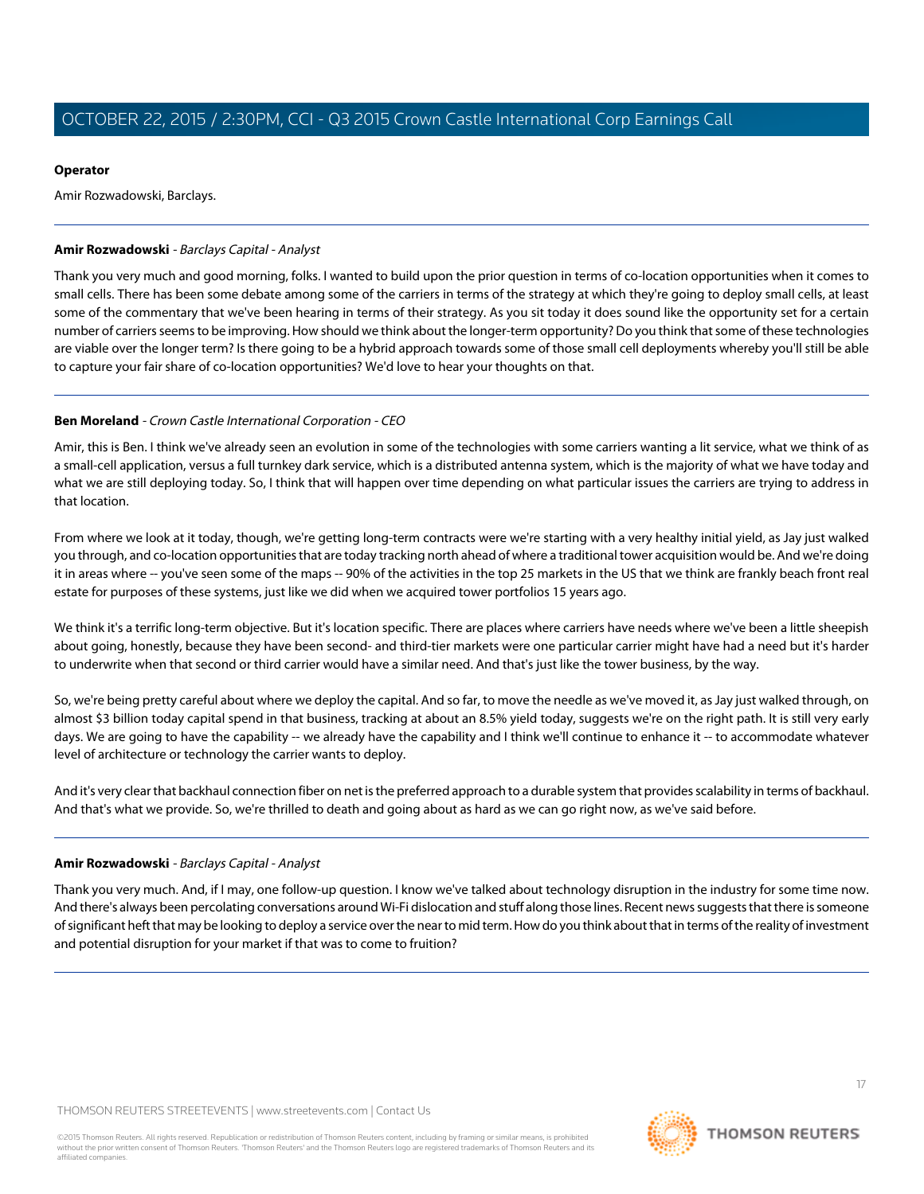**Operator**

Amir Rozwadowski, Barclays.

---

**Amir Rozwadowski** - *Barclays Capital - Analyst*

Thank you very much and good morning, folks. I wanted to build upon the prior question in terms of co-location opportunities when it comes to small cells. There has been some debate among some of the carriers in terms of the strategy at which they're going to deploy small cells, at least some of the commentary that we've been hearing in terms of their strategy. As you sit today it does sound like the opportunity set for a certain number of carriers seems to be improving. How should we think about the longer-term opportunity? Do you think that some of these technologies are viable over the longer term? Is there going to be a hybrid approach towards some of those small cell deployments whereby you'll still be able to capture your fair share of co-location opportunities? We'd love to hear your thoughts on that.

---

**Ben Moreland** - *Crown Castle International Corporation - CEO*

Amir, this is Ben. I think we've already seen an evolution in some of the technologies with some carriers wanting a lit service, what we think of as a small-cell application, versus a full turnkey dark service, which is a distributed antenna system, which is the majority of what we have today and what we are still deploying today. So, I think that will happen over time depending on what particular issues the carriers are trying to address in that location.

From where we look at it today, though, we're getting long-term contracts were we're starting with a very healthy initial yield, as Jay just walked you through, and co-location opportunities that are today tracking north ahead of where a traditional tower acquisition would be. And we're doing it in areas where -- you've seen some of the maps -- 90% of the activities in the top 25 markets in the US that we think are frankly beach front real estate for purposes of these systems, just like we did when we acquired tower portfolios 15 years ago.

We think it's a terrific long-term objective. But it's location specific. There are places where carriers have needs where we've been a little sheepish about going, honestly, because they have been second- and third-tier markets were one particular carrier might have had a need but it's harder to underwrite when that second or third carrier would have a similar need. And that's just like the tower business, by the way.

So, we're being pretty careful about where we deploy the capital. And so far, to move the needle as we've moved it, as Jay just walked through, on almost $3 billion today capital spend in that business, tracking at about an 8.5% yield today, suggests we're on the right path. It is still very early days. We are going to have the capability -- we already have the capability and I think we'll continue to enhance it -- to accommodate whatever level of architecture or technology the carrier wants to deploy.

And it's very clear that backhaul connection fiber on net is the preferred approach to a durable system that provides scalability in terms of backhaul. And that's what we provide. So, we're thrilled to death and going about as hard as we can go right now, as we've said before.

---

**Amir Rozwadowski** - *Barclays Capital - Analyst*

Thank you very much. And, if I may, one follow-up question. I know we've talked about technology disruption in the industry for some time now. And there's always been percolating conversations around Wi-Fi dislocation and stuff along those lines. Recent news suggests that there is someone of significant heft that may be looking to deploy a service over the near to mid term. How do you think about that in terms of the reality of investment and potential disruption for your market if that was to come to fruition?

---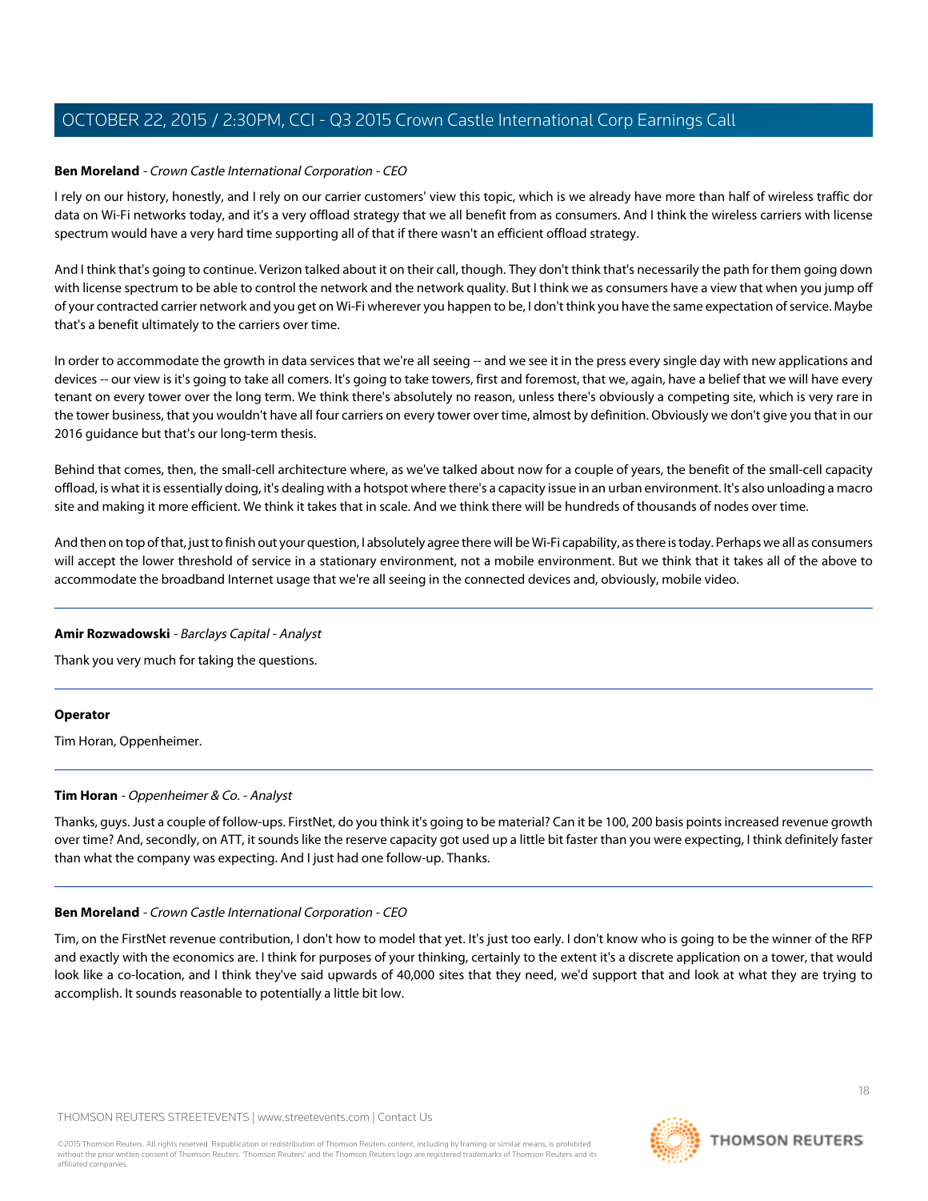**Ben Moreland** - *Crown Castle International Corporation - CEO*

I rely on our history, honestly, and I rely on our carrier customers' view this topic, which is we already have more than half of wireless traffic dor data on Wi-Fi networks today, and it's a very offload strategy that we all benefit from as consumers. And I think the wireless carriers with license spectrum would have a very hard time supporting all of that if there wasn't an efficient offload strategy.

And I think that's going to continue. Verizon talked about it on their call, though. They don't think that's necessarily the path for them going down with license spectrum to be able to control the network and the network quality. But I think we as consumers have a view that when you jump off of your contracted carrier network and you get on Wi-Fi wherever you happen to be, I don't think you have the same expectation of service. Maybe that's a benefit ultimately to the carriers over time.

In order to accommodate the growth in data services that we're all seeing -- and we see it in the press every single day with new applications and devices -- our view is it's going to take all comers. It's going to take towers, first and foremost, that we, again, have a belief that we will have every tenant on every tower over the long term. We think there's absolutely no reason, unless there's obviously a competing site, which is very rare in the tower business, that you wouldn't have all four carriers on every tower over time, almost by definition. Obviously we don't give you that in our 2016 guidance but that's our long-term thesis.

Behind that comes, then, the small-cell architecture where, as we've talked about now for a couple of years, the benefit of the small-cell capacity offload, is what it is essentially doing, it's dealing with a hotspot where there's a capacity issue in an urban environment. It's also unloading a macro site and making it more efficient. We think it takes that in scale. And we think there will be hundreds of thousands of nodes over time.

And then on top of that, just to finish out your question, I absolutely agree there will be Wi-Fi capability, as there is today. Perhaps we all as consumers will accept the lower threshold of service in a stationary environment, not a mobile environment. But we think that it takes all of the above to accommodate the broadband Internet usage that we're all seeing in the connected devices and, obviously, mobile video.

---

**Amir Rozwadowski** - *Barclays Capital - Analyst*

Thank you very much for taking the questions.

---

**Operator**

Tim Horan, Oppenheimer.

---

**Tim Horan** - *Oppenheimer & Co. - Analyst*

Thanks, guys. Just a couple of follow-ups. FirstNet, do you think it's going to be material? Can it be 100, 200 basis points increased revenue growth over time? And, secondly, on ATT, it sounds like the reserve capacity got used up a little bit faster than you were expecting, I think definitely faster than what the company was expecting. And I just had one follow-up. Thanks.

---

**Ben Moreland** - *Crown Castle International Corporation - CEO*

Tim, on the FirstNet revenue contribution, I don't how to model that yet. It's just too early. I don't know who is going to be the winner of the RFP and exactly with the economics are. I think for purposes of your thinking, certainly to the extent it's a discrete application on a tower, that would look like a co-location, and I think they've said upwards of 40,000 sites that they need, we'd support that and look at what they are trying to accomplish. It sounds reasonable to potentially a little bit low.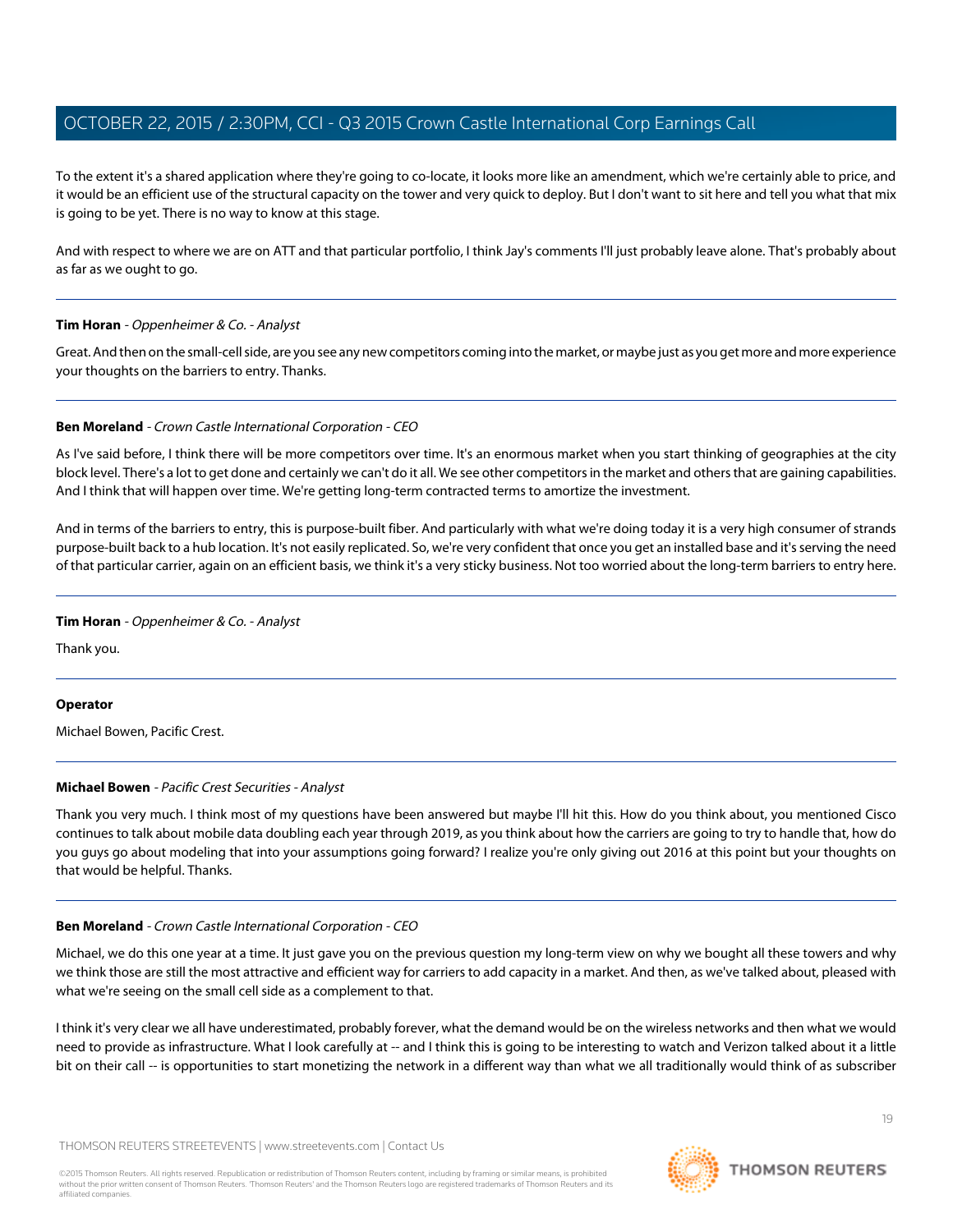To the extent it's a shared application where they're going to co-locate, it looks more like an amendment, which we're certainly able to price, and it would be an efficient use of the structural capacity on the tower and very quick to deploy. But I don't want to sit here and tell you what that mix is going to be yet. There is no way to know at this stage.

And with respect to where we are on ATT and that particular portfolio, I think Jay's comments I'll just probably leave alone. That's probably about as far as we ought to go.

---

**Tim Horan** - *Oppenheimer & Co. - Analyst*

Great. And then on the small-cell side, are you see any new competitors coming into the market, or maybe just as you get more and more experience your thoughts on the barriers to entry. Thanks.

---

**Ben Moreland** - *Crown Castle International Corporation - CEO*

As I've said before, I think there will be more competitors over time. It's an enormous market when you start thinking of geographies at the city block level. There's a lot to get done and certainly we can't do it all. We see other competitors in the market and others that are gaining capabilities. And I think that will happen over time. We're getting long-term contracted terms to amortize the investment.

And in terms of the barriers to entry, this is purpose-built fiber. And particularly with what we're doing today it is a very high consumer of strands purpose-built back to a hub location. It's not easily replicated. So, we're very confident that once you get an installed base and it's serving the need of that particular carrier, again on an efficient basis, we think it's a very sticky business. Not too worried about the long-term barriers to entry here.

---

**Tim Horan** - *Oppenheimer & Co. - Analyst*

Thank you.

---

**Operator**

Michael Bowen, Pacific Crest.

---

**Michael Bowen** - *Pacific Crest Securities - Analyst*

Thank you very much. I think most of my questions have been answered but maybe I'll hit this. How do you think about, you mentioned Cisco continues to talk about mobile data doubling each year through 2019, as you think about how the carriers are going to try to handle that, how do you guys go about modeling that into your assumptions going forward? I realize you're only giving out 2016 at this point but your thoughts on that would be helpful. Thanks.

---

**Ben Moreland** - *Crown Castle International Corporation - CEO*

Michael, we do this one year at a time. It just gave you on the previous question my long-term view on why we bought all these towers and why we think those are still the most attractive and efficient way for carriers to add capacity in a market. And then, as we've talked about, pleased with what we're seeing on the small cell side as a complement to that.

I think it's very clear we all have underestimated, probably forever, what the demand would be on the wireless networks and then what we would need to provide as infrastructure. What I look carefully at -- and I think this is going to be interesting to watch and Verizon talked about it a little bit on their call -- is opportunities to start monetizing the network in a different way than what we all traditionally would think of as subscriber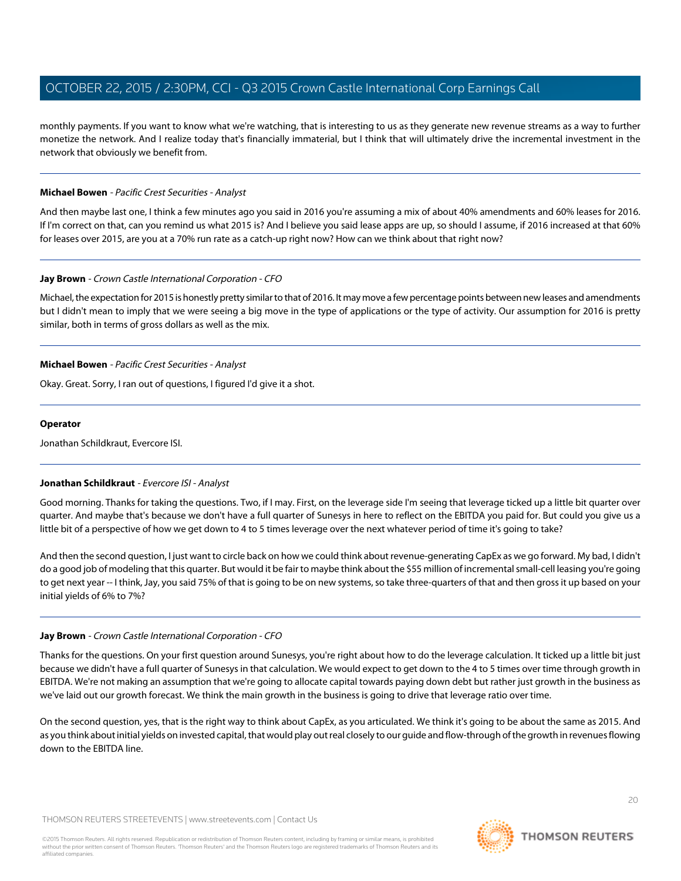monthly payments. If you want to know what we're watching, that is interesting to us as they generate new revenue streams as a way to further monetize the network. And I realize today that's financially immaterial, but I think that will ultimately drive the incremental investment in the network that obviously we benefit from.

---

**Michael Bowen** - *Pacific Crest Securities - Analyst*

And then maybe last one, I think a few minutes ago you said in 2016 you're assuming a mix of about 40% amendments and 60% leases for 2016. If I'm correct on that, can you remind us what 2015 is? And I believe you said lease apps are up, so should I assume, if 2016 increased at that 60% for leases over 2015, are you at a 70% run rate as a catch-up right now? How can we think about that right now?

---

**Jay Brown** - *Crown Castle International Corporation - CFO*

Michael, the expectation for 2015 is honestly pretty similar to that of 2016. It may move a few percentage points between new leases and amendments but I didn't mean to imply that we were seeing a big move in the type of applications or the type of activity. Our assumption for 2016 is pretty similar, both in terms of gross dollars as well as the mix.

---

**Michael Bowen** - *Pacific Crest Securities - Analyst*

Okay. Great. Sorry, I ran out of questions, I figured I'd give it a shot.

---

**Operator**

Jonathan Schildkraut, Evercore ISI.

---

**Jonathan Schildkraut** - *Evercore ISI - Analyst*

Good morning. Thanks for taking the questions. Two, if I may. First, on the leverage side I'm seeing that leverage ticked up a little bit quarter over quarter. And maybe that's because we don't have a full quarter of Sunesys in here to reflect on the EBITDA you paid for. But could you give us a little bit of a perspective of how we get down to 4 to 5 times leverage over the next whatever period of time it's going to take?

And then the second question, I just want to circle back on how we could think about revenue-generating CapEx as we go forward. My bad, I didn't do a good job of modeling that this quarter. But would it be fair to maybe think about the $55 million of incremental small-cell leasing you're going to get next year -- I think, Jay, you said 75% of that is going to be on new systems, so take three-quarters of that and then gross it up based on your initial yields of 6% to 7%?

---

**Jay Brown** - *Crown Castle International Corporation - CFO*

Thanks for the questions. On your first question around Sunesys, you're right about how to do the leverage calculation. It ticked up a little bit just because we didn't have a full quarter of Sunesys in that calculation. We would expect to get down to the 4 to 5 times over time through growth in EBITDA. We're not making an assumption that we're going to allocate capital towards paying down debt but rather just growth in the business as we've laid out our growth forecast. We think the main growth in the business is going to drive that leverage ratio over time.

On the second question, yes, that is the right way to think about CapEx, as you articulated. We think it's going to be about the same as 2015. And as you think about initial yields on invested capital, that would play out real closely to our guide and flow-through of the growth in revenues flowing down to the EBITDA line.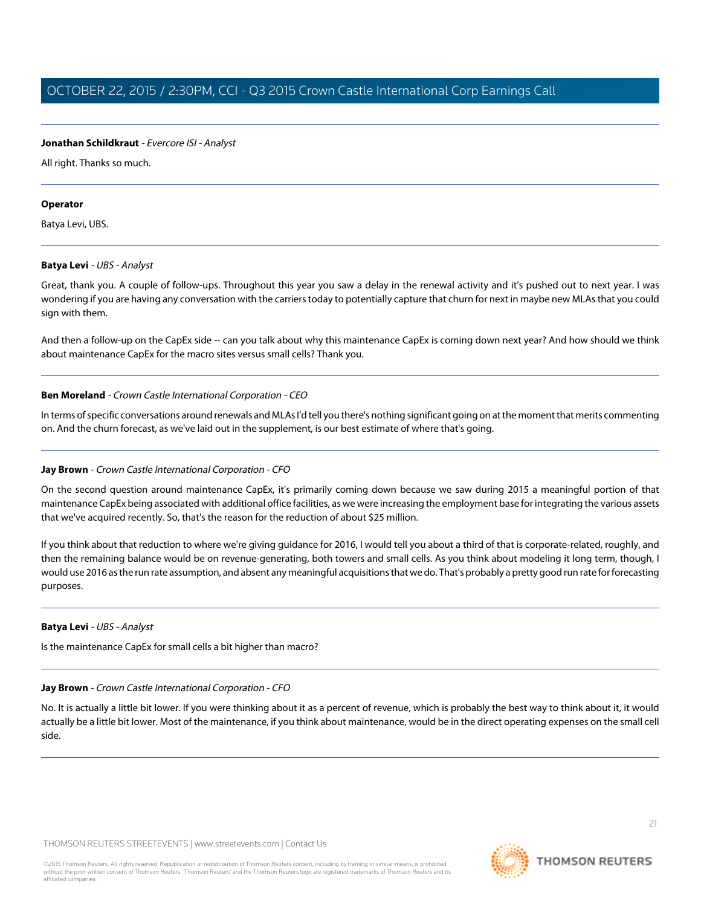**Jonathan Schildkraut** - *Evercore ISI - Analyst*

All right. Thanks so much.

---

**Operator**

Batya Levi, UBS.

---

**Batya Levi** - *UBS - Analyst*

Great, thank you. A couple of follow-ups. Throughout this year you saw a delay in the renewal activity and it's pushed out to next year. I was wondering if you are having any conversation with the carriers today to potentially capture that churn for next in maybe new MLAs that you could sign with them.

And then a follow-up on the CapEx side -- can you talk about why this maintenance CapEx is coming down next year? And how should we think about maintenance CapEx for the macro sites versus small cells? Thank you.

---

**Ben Moreland** - *Crown Castle International Corporation - CEO*

In terms of specific conversations around renewals and MLAs I'd tell you there's nothing significant going on at the moment that merits commenting on. And the churn forecast, as we've laid out in the supplement, is our best estimate of where that's going.

---

**Jay Brown** - *Crown Castle International Corporation - CFO*

On the second question around maintenance CapEx, it's primarily coming down because we saw during 2015 a meaningful portion of that maintenance CapEx being associated with additional office facilities, as we were increasing the employment base for integrating the various assets that we've acquired recently. So, that's the reason for the reduction of about $25 million.

If you think about that reduction to where we're giving guidance for 2016, I would tell you about a third of that is corporate-related, roughly, and then the remaining balance would be on revenue-generating, both towers and small cells. As you think about modeling it long term, though, I would use 2016 as the run rate assumption, and absent any meaningful acquisitions that we do. That's probably a pretty good run rate for forecasting purposes.

---

**Batya Levi** - *UBS - Analyst*

Is the maintenance CapEx for small cells a bit higher than macro?

---

**Jay Brown** - *Crown Castle International Corporation - CFO*

No. It is actually a little bit lower. If you were thinking about it as a percent of revenue, which is probably the best way to think about it, it would actually be a little bit lower. Most of the maintenance, if you think about maintenance, would be in the direct operating expenses on the small cell side.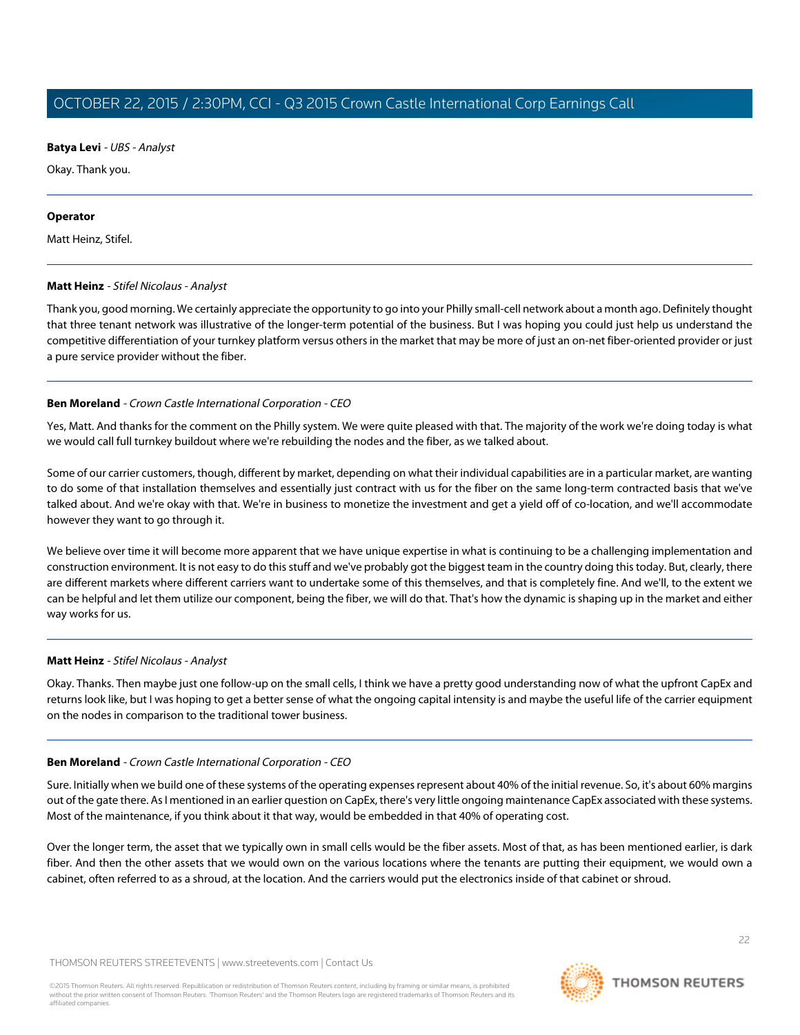**Batya Levi** - *UBS - Analyst*

Okay. Thank you.

---

**Operator**

Matt Heinz, Stifel.

---

**Matt Heinz** - *Stifel Nicolaus - Analyst*

Thank you, good morning. We certainly appreciate the opportunity to go into your Philly small-cell network about a month ago. Definitely thought that three tenant network was illustrative of the longer-term potential of the business. But I was hoping you could just help us understand the competitive differentiation of your turnkey platform versus others in the market that may be more of just an on-net fiber-oriented provider or just a pure service provider without the fiber.

---

**Ben Moreland** - *Crown Castle International Corporation - CEO*

Yes, Matt. And thanks for the comment on the Philly system. We were quite pleased with that. The majority of the work we're doing today is what we would call full turnkey buildout where we're rebuilding the nodes and the fiber, as we talked about.

Some of our carrier customers, though, different by market, depending on what their individual capabilities are in a particular market, are wanting to do some of that installation themselves and essentially just contract with us for the fiber on the same long-term contracted basis that we've talked about. And we're okay with that. We're in business to monetize the investment and get a yield off of co-location, and we'll accommodate however they want to go through it.

We believe over time it will become more apparent that we have unique expertise in what is continuing to be a challenging implementation and construction environment. It is not easy to do this stuff and we've probably got the biggest team in the country doing this today. But, clearly, there are different markets where different carriers want to undertake some of this themselves, and that is completely fine. And we'll, to the extent we can be helpful and let them utilize our component, being the fiber, we will do that. That's how the dynamic is shaping up in the market and either way works for us.

---

**Matt Heinz** - *Stifel Nicolaus - Analyst*

Okay. Thanks. Then maybe just one follow-up on the small cells, I think we have a pretty good understanding now of what the upfront CapEx and returns look like, but I was hoping to get a better sense of what the ongoing capital intensity is and maybe the useful life of the carrier equipment on the nodes in comparison to the traditional tower business.

---

**Ben Moreland** - *Crown Castle International Corporation - CEO*

Sure. Initially when we build one of these systems of the operating expenses represent about 40% of the initial revenue. So, it's about 60% margins out of the gate there. As I mentioned in an earlier question on CapEx, there's very little ongoing maintenance CapEx associated with these systems. Most of the maintenance, if you think about it that way, would be embedded in that 40% of operating cost.

Over the longer term, the asset that we typically own in small cells would be the fiber assets. Most of that, as has been mentioned earlier, is dark fiber. And then the other assets that we would own on the various locations where the tenants are putting their equipment, we would own a cabinet, often referred to as a shroud, at the location. And the carriers would put the electronics inside of that cabinet or shroud.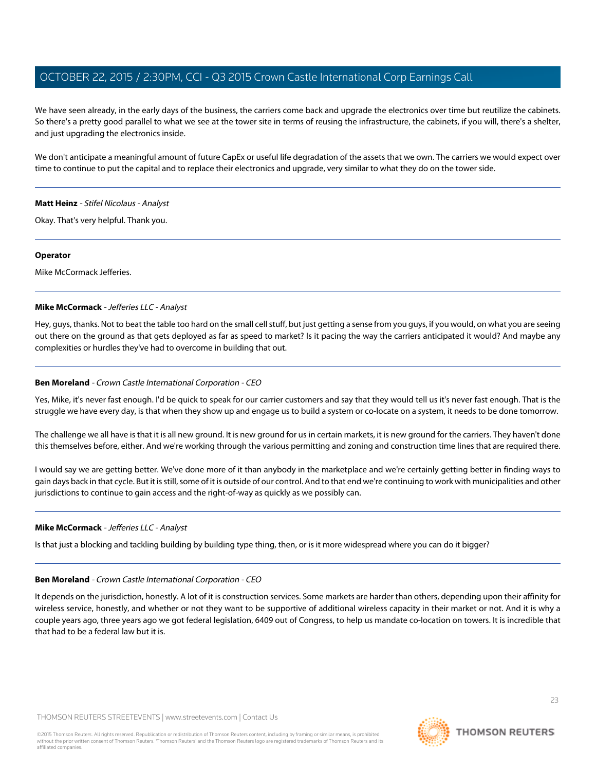We have seen already, in the early days of the business, the carriers come back and upgrade the electronics over time but reutilize the cabinets. So there's a pretty good parallel to what we see at the tower site in terms of reusing the infrastructure, the cabinets, if you will, there's a shelter, and just upgrading the electronics inside.

We don't anticipate a meaningful amount of future CapEx or useful life degradation of the assets that we own. The carriers we would expect over time to continue to put the capital and to replace their electronics and upgrade, very similar to what they do on the tower side.

---

**Matt Heinz** - *Stifel Nicolaus - Analyst*

Okay. That's very helpful. Thank you.

---

**Operator**

Mike McCormack Jefferies.

---

**Mike McCormack** - *Jefferies LLC - Analyst*

Hey, guys, thanks. Not to beat the table too hard on the small cell stuff, but just getting a sense from you guys, if you would, on what you are seeing out there on the ground as that gets deployed as far as speed to market? Is it pacing the way the carriers anticipated it would? And maybe any complexities or hurdles they've had to overcome in building that out.

---

**Ben Moreland** - *Crown Castle International Corporation - CEO*

Yes, Mike, it's never fast enough. I'd be quick to speak for our carrier customers and say that they would tell us it's never fast enough. That is the struggle we have every day, is that when they show up and engage us to build a system or co-locate on a system, it needs to be done tomorrow.

The challenge we all have is that it is all new ground. It is new ground for us in certain markets, it is new ground for the carriers. They haven't done this themselves before, either. And we're working through the various permitting and zoning and construction time lines that are required there.

I would say we are getting better. We've done more of it than anybody in the marketplace and we're certainly getting better in finding ways to gain days back in that cycle. But it is still, some of it is outside of our control. And to that end we're continuing to work with municipalities and other jurisdictions to continue to gain access and the right-of-way as quickly as we possibly can.

---

**Mike McCormack** - *Jefferies LLC - Analyst*

Is that just a blocking and tackling building by building type thing, then, or is it more widespread where you can do it bigger?

---

**Ben Moreland** - *Crown Castle International Corporation - CEO*

It depends on the jurisdiction, honestly. A lot of it is construction services. Some markets are harder than others, depending upon their affinity for wireless service, honestly, and whether or not they want to be supportive of additional wireless capacity in their market or not. And it is why a couple years ago, three years ago we got federal legislation, 6409 out of Congress, to help us mandate co-location on towers. It is incredible that that had to be a federal law but it is.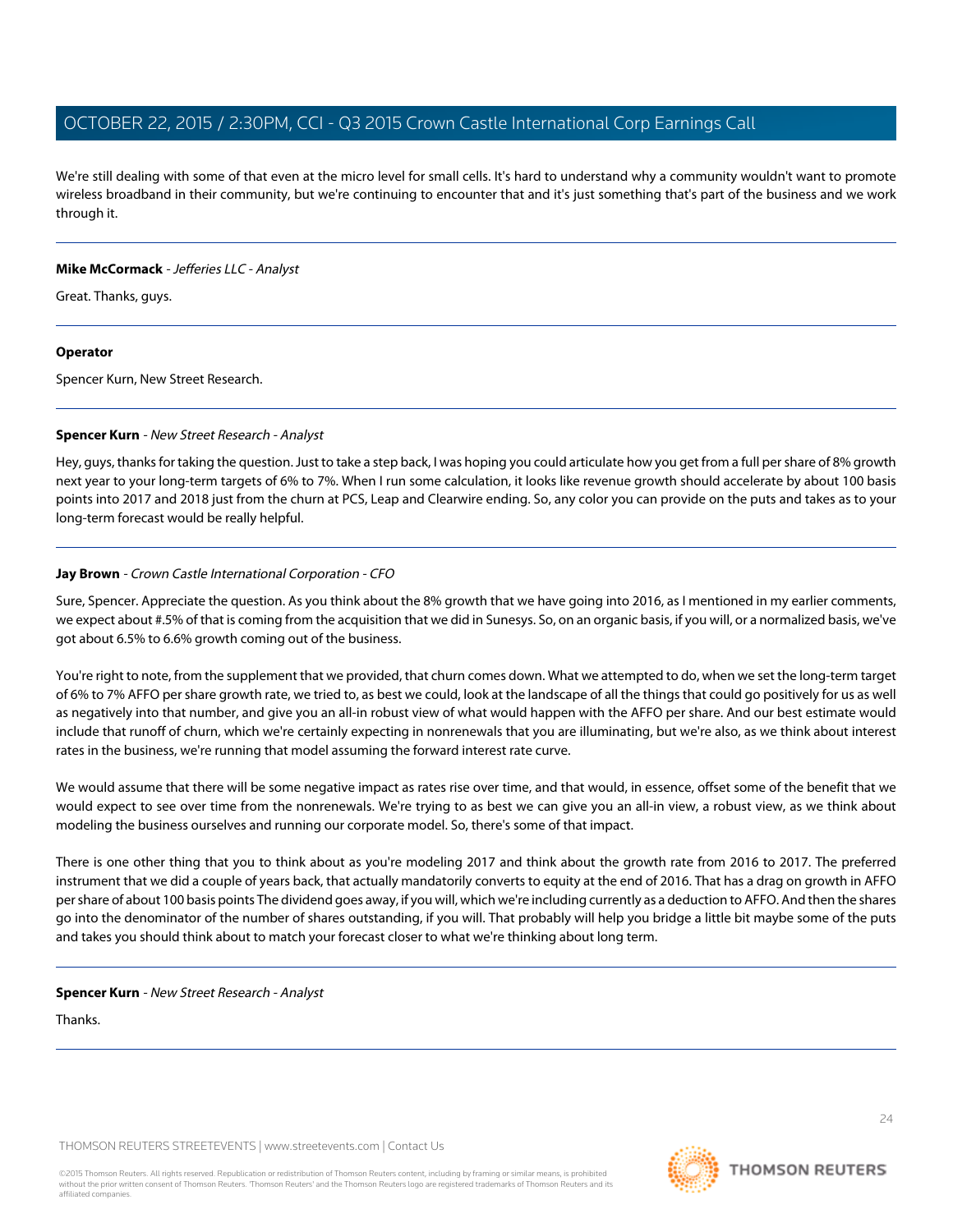We're still dealing with some of that even at the micro level for small cells. It's hard to understand why a community wouldn't want to promote wireless broadband in their community, but we're continuing to encounter that and it's just something that's part of the business and we work through it.

---

**Mike McCormack** - *Jefferies LLC - Analyst*

Great. Thanks, guys.

---

**Operator**

Spencer Kurn, New Street Research.

---

**Spencer Kurn** - *New Street Research - Analyst*

Hey, guys, thanks for taking the question. Just to take a step back, I was hoping you could articulate how you get from a full per share of 8% growth next year to your long-term targets of 6% to 7%. When I run some calculation, it looks like revenue growth should accelerate by about 100 basis points into 2017 and 2018 just from the churn at PCS, Leap and Clearwire ending. So, any color you can provide on the puts and takes as to your long-term forecast would be really helpful.

---

**Jay Brown** - *Crown Castle International Corporation - CFO*

Sure, Spencer. Appreciate the question. As you think about the 8% growth that we have going into 2016, as I mentioned in my earlier comments, we expect about #.5% of that is coming from the acquisition that we did in Sunesys. So, on an organic basis, if you will, or a normalized basis, we've got about 6.5% to 6.6% growth coming out of the business.

You're right to note, from the supplement that we provided, that churn comes down. What we attempted to do, when we set the long-term target of 6% to 7% AFFO per share growth rate, we tried to, as best we could, look at the landscape of all the things that could go positively for us as well as negatively into that number, and give you an all-in robust view of what would happen with the AFFO per share. And our best estimate would include that runoff of churn, which we're certainly expecting in nonrenewals that you are illuminating, but we're also, as we think about interest rates in the business, we're running that model assuming the forward interest rate curve.

We would assume that there will be some negative impact as rates rise over time, and that would, in essence, offset some of the benefit that we would expect to see over time from the nonrenewals. We're trying to as best we can give you an all-in view, a robust view, as we think about modeling the business ourselves and running our corporate model. So, there's some of that impact.

There is one other thing that you to think about as you're modeling 2017 and think about the growth rate from 2016 to 2017. The preferred instrument that we did a couple of years back, that actually mandatorily converts to equity at the end of 2016. That has a drag on growth in AFFO per share of about 100 basis points The dividend goes away, if you will, which we're including currently as a deduction to AFFO. And then the shares go into the denominator of the number of shares outstanding, if you will. That probably will help you bridge a little bit maybe some of the puts and takes you should think about to match your forecast closer to what we're thinking about long term.

---

**Spencer Kurn** - *New Street Research - Analyst*

Thanks.

---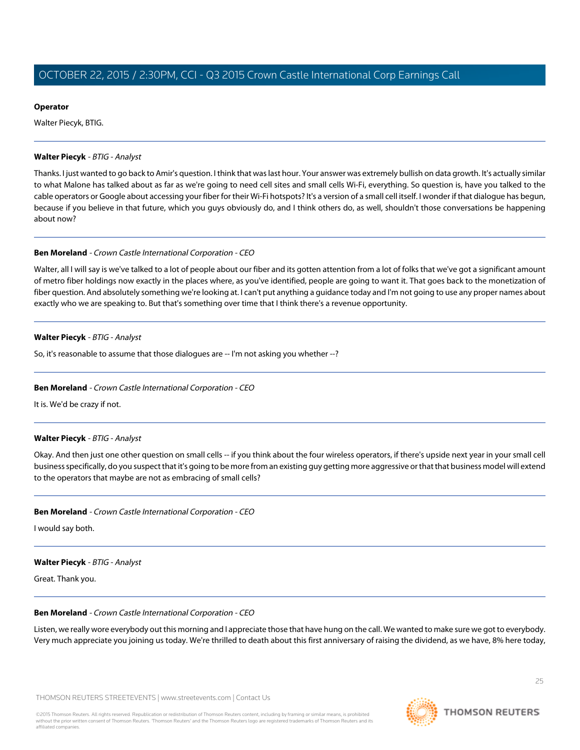**Operator**

Walter Piecyk, BTIG.

---

**Walter Piecyk** - *BTIG - Analyst*

Thanks. I just wanted to go back to Amir's question. I think that was last hour. Your answer was extremely bullish on data growth. It's actually similar to what Malone has talked about as far as we're going to need cell sites and small cells Wi-Fi, everything. So question is, have you talked to the cable operators or Google about accessing your fiber for their Wi-Fi hotspots? It's a version of a small cell itself. I wonder if that dialogue has begun, because if you believe in that future, which you guys obviously do, and I think others do, as well, shouldn't those conversations be happening about now?

---

**Ben Moreland** - *Crown Castle International Corporation - CEO*

Walter, all I will say is we've talked to a lot of people about our fiber and its gotten attention from a lot of folks that we've got a significant amount of metro fiber holdings now exactly in the places where, as you've identified, people are going to want it. That goes back to the monetization of fiber question. And absolutely something we're looking at. I can't put anything a guidance today and I'm not going to use any proper names about exactly who we are speaking to. But that's something over time that I think there's a revenue opportunity.

---

**Walter Piecyk** - *BTIG - Analyst*

So, it's reasonable to assume that those dialogues are -- I'm not asking you whether --?

---

**Ben Moreland** - *Crown Castle International Corporation - CEO*

It is. We'd be crazy if not.

---

**Walter Piecyk** - *BTIG - Analyst*

Okay. And then just one other question on small cells -- if you think about the four wireless operators, if there's upside next year in your small cell business specifically, do you suspect that it's going to be more from an existing guy getting more aggressive or that that business model will extend to the operators that maybe are not as embracing of small cells?

---

**Ben Moreland** - *Crown Castle International Corporation - CEO*

I would say both.

---

**Walter Piecyk** - *BTIG - Analyst*

Great. Thank you.

---

**Ben Moreland** - *Crown Castle International Corporation - CEO*

Listen, we really wore everybody out this morning and I appreciate those that have hung on the call. We wanted to make sure we got to everybody. Very much appreciate you joining us today. We're thrilled to death about this first anniversary of raising the dividend, as we have, 8% here today,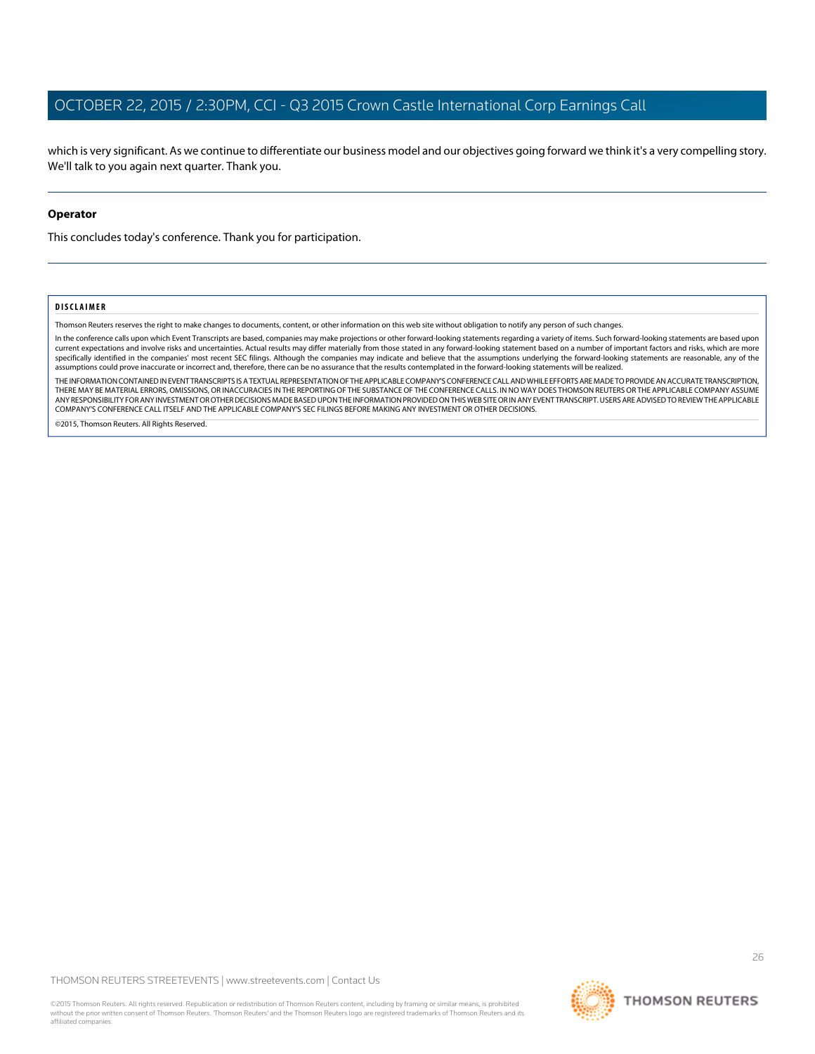which is very significant. As we continue to differentiate our business model and our objectives going forward we think it's a very compelling story. We'll talk to you again next quarter. Thank you.

---

**Operator**

This concludes today's conference. Thank you for participation.

---

**DISCLAIMER**

Thomson Reuters reserves the right to make changes to documents, content, or other information on this web site without obligation to notify any person of such changes.

In the conference calls upon which Event Transcripts are based, companies may make projections or other forward-looking statements regarding a variety of items. Such forward-looking statements are based upon current expectations and involve risks and uncertainties. Actual results may differ materially from those stated in any forward-looking statement based on a number of important factors and risks, which are more specifically identified in the companies' most recent SEC filings. Although the companies may indicate and believe that the assumptions underlying the forward-looking statements are reasonable, any of the assumptions could prove inaccurate or incorrect and, therefore, there can be no assurance that the results contemplated in the forward-looking statements will be realized.

THE INFORMATION CONTAINED IN EVENT TRANSCRIPTS IS A TEXTUAL REPRESENTATION OF THE APPLICABLE COMPANY'S CONFERENCE CALL AND WHILE EFFORTS ARE MADE TO PROVIDE AN ACCURATE TRANSCRIPTION, THERE MAY BE MATERIAL ERRORS, OMISSIONS, OR INACCURACIES IN THE REPORTING OF THE SUBSTANCE OF THE CONFERENCE CALLS. IN NO WAY DOES THOMSON REUTERS OR THE APPLICABLE COMPANY ASSUME ANY RESPONSIBILITY FOR ANY INVESTMENT OR OTHER DECISIONS MADE BASED UPON THE INFORMATION PROVIDED ON THIS WEB SITE OR IN ANY EVENT TRANSCRIPT. USERS ARE ADVISED TO REVIEW THE APPLICABLE COMPANY'S CONFERENCE CALL ITSELF AND THE APPLICABLE COMPANY'S SEC FILINGS BEFORE MAKING ANY INVESTMENT OR OTHER DECISIONS.

©2015, Thomson Reuters. All Rights Reserved.